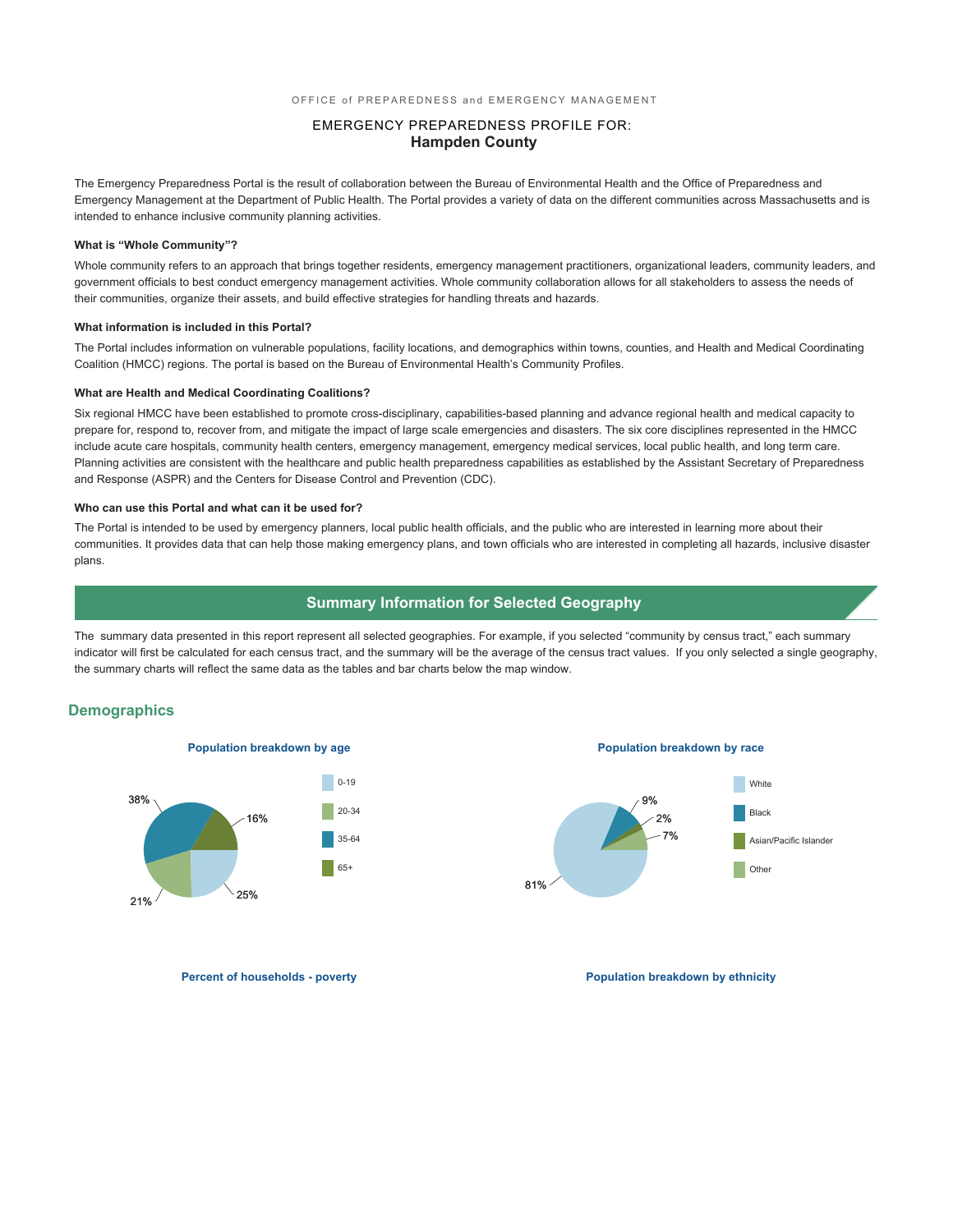OFFICE of PREPAREDNESS and EMERGENCY MANAGEMENT

EMERGENCY PREPAREDNESS PROFILE FOR:

# Hampden County

The Emergency Preparedness Portal is the result of collaboration between the Bureau of Environmental Health and the Office of Preparedness and Emergency Management at the Department of Public Health. The Portal provides a variety of data on the different communities across Massachusetts and is intended to enhance inclusive community planning activities.

### What is "Whole Community"?

Whole community refers to an approach that brings together residents, emergency management practitioners, organizational leaders, community leaders, and government officials to best conduct emergency management activities. Whole community collaboration allows for all stakeholders to assess the needs of their communities, organize their assets, and build effective strategies for handling threats and hazards.

### What information is included in this Portal?

The Portal includes information on vulnerable populations, facility locations, and demographics within towns, counties, and Health and Medical Coordinating Coalition (HMCC) regions. The portal is based on the Bureau of Environmental Health's Community Profiles.

### What are Health and Medical Coordinating Coalitions?

Six regional HMCC have been established to promote cross-disciplinary, capabilities-based planning and advance regional health and medical capacity to prepare for, respond to, recover from, and mitigate the impact of large scale emergencies and disasters. The six core disciplines represented in the HMCC include acute care hospitals, community health centers, emergency management, emergency medical services, local public health, and long term care. Planning activities are consistent with the healthcare and public health preparedness capabilities as established by the Assistant Secretary of Preparedness and Response (ASPR) and the Centers for Disease Control and Prevention (CDC).

### Who can use this Portal and what can it be used for?

The Portal is intended to be used by emergency planners, local public health officials, and the public who are interested in learning more about their communities. It provides data that can help those making emergency plans, and town officials who are interested in completing all hazards, inclusive disaster plans.

## Summary Information for Selected Geography

The summary data presented in this report represent all selected geographies. For example, if you selected "community by census tract," each summary indicator will first be calculated for each census tract, and the summary will be the average of the census tract values. If you only selected a single geography, the summary charts will reflect the same data as the tables and bar charts below the map window.

## Demographics

**Population breakdown by age**

| Age | Percent |
|---|---|
| 0-19 | 25% |
| 20-34 | 21% |
| 35-64 | 38% |
| 65+ | 16% |

**Population breakdown by race**

| Race | Percent |
|---|---|
| White | 81% |
| Black | 9% |
| Asian/Pacific Islander | 2% |
| Other | 7% |

**Percent of households - poverty**

**Population breakdown by ethnicity**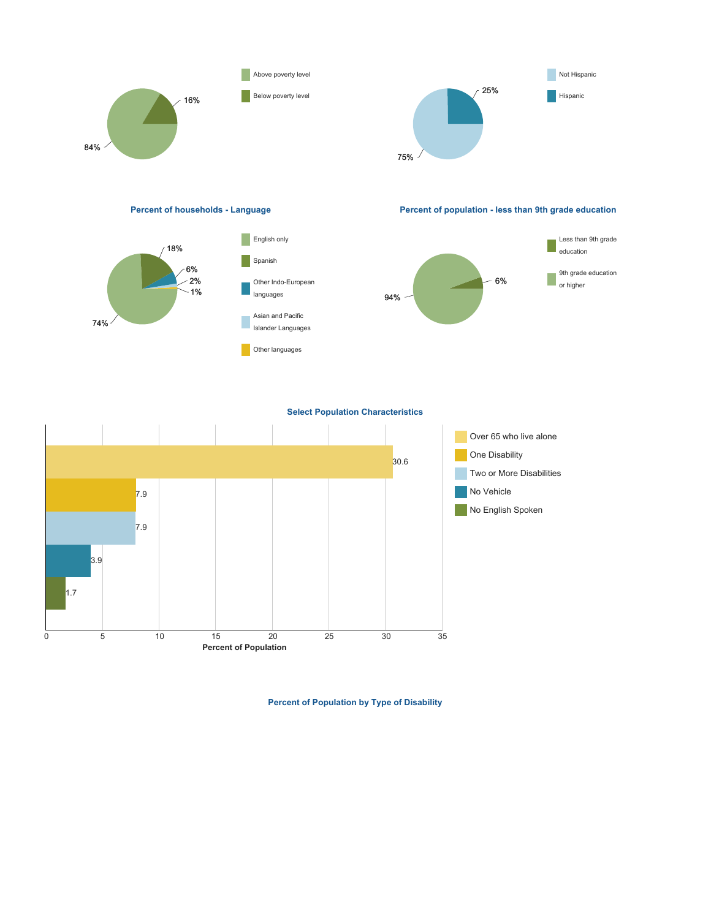Above poverty level: 84%

Below poverty level: 16%

Not Hispanic: 75%

Hispanic: 25%

**Percent of households - Language**

| Language | Percent |
| --- | --- |
| English only | 74% |
| Spanish | 18% |
| Other Indo-European languages | 6% |
| Asian and Pacific Islander Languages | 2% |
| Other languages | 1% |

**Percent of population - less than 9th grade education**

| Education | Percent |
| --- | --- |
| Less than 9th grade education | 6% |
| 9th grade education or higher | 94% |

**Select Population Characteristics**

| Characteristic | Percent of Population |
| --- | --- |
| Over 65 who live alone | 30.6 |
| One Disability | 7.9 |
| Two or More Disabilities | 7.9 |
| No Vehicle | 3.9 |
| No English Spoken | 1.7 |

**Percent of Population by Type of Disability**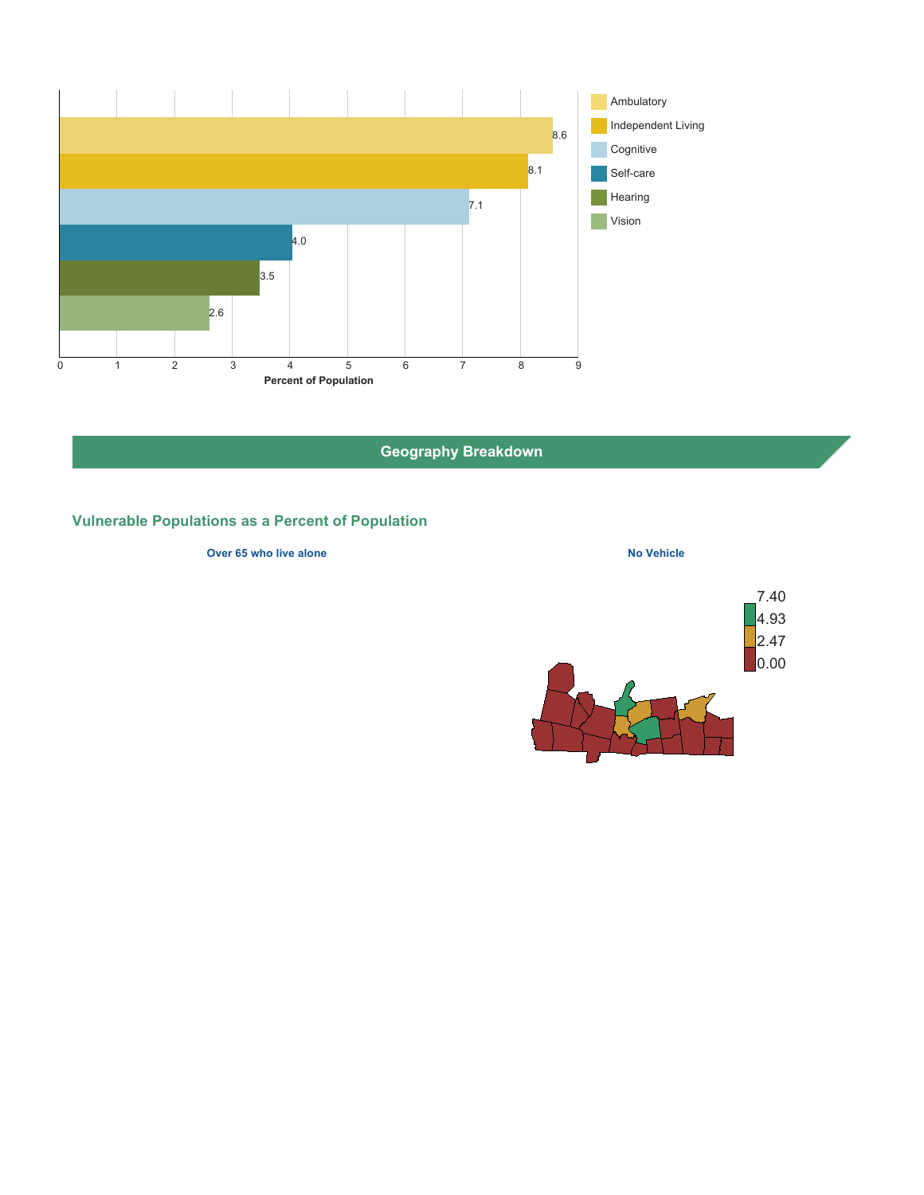| Category | Percent of Population |
| --- | --- |
| Ambulatory | 8.6 |
| Independent Living | 8.1 |
| Cognitive | 7.1 |
| Self-care | 4.0 |
| Hearing | 3.5 |
| Vision | 2.6 |

## Geography Breakdown

### Vulnerable Populations as a Percent of Population

**Over 65 who live alone**

**No Vehicle**

7.40
4.93
2.47
0.00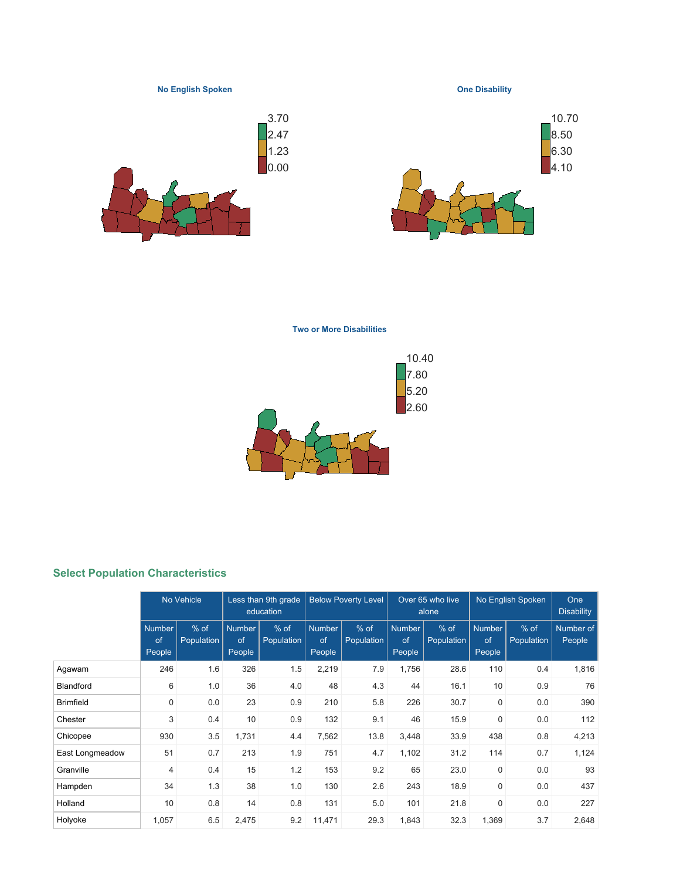**No English Spoken**

3.70
2.47
1.23
0.00

**One Disability**

10.70
8.50
6.30
4.10

**Two or More Disabilities**

10.40
7.80
5.20
2.60

## Select Population Characteristics

| | No Vehicle | | Less than 9th grade education | | Below Poverty Level | | Over 65 who live alone | | No English Spoken | | One Disability |
|---|---|---|---|---|---|---|---|---|---|---|---|
| | Number of People | % of Population | Number of People | % of Population | Number of People | % of Population | Number of People | % of Population | Number of People | % of Population | Number of People |
| Agawam | 246 | 1.6 | 326 | 1.5 | 2,219 | 7.9 | 1,756 | 28.6 | 110 | 0.4 | 1,816 |
| Blandford | 6 | 1.0 | 36 | 4.0 | 48 | 4.3 | 44 | 16.1 | 10 | 0.9 | 76 |
| Brimfield | 0 | 0.0 | 23 | 0.9 | 210 | 5.8 | 226 | 30.7 | 0 | 0.0 | 390 |
| Chester | 3 | 0.4 | 10 | 0.9 | 132 | 9.1 | 46 | 15.9 | 0 | 0.0 | 112 |
| Chicopee | 930 | 3.5 | 1,731 | 4.4 | 7,562 | 13.8 | 3,448 | 33.9 | 438 | 0.8 | 4,213 |
| East Longmeadow | 51 | 0.7 | 213 | 1.9 | 751 | 4.7 | 1,102 | 31.2 | 114 | 0.7 | 1,124 |
| Granville | 4 | 0.4 | 15 | 1.2 | 153 | 9.2 | 65 | 23.0 | 0 | 0.0 | 93 |
| Hampden | 34 | 1.3 | 38 | 1.0 | 130 | 2.6 | 243 | 18.9 | 0 | 0.0 | 437 |
| Holland | 10 | 0.8 | 14 | 0.8 | 131 | 5.0 | 101 | 21.8 | 0 | 0.0 | 227 |
| Holyoke | 1,057 | 6.5 | 2,475 | 9.2 | 11,471 | 29.3 | 1,843 | 32.3 | 1,369 | 3.7 | 2,648 |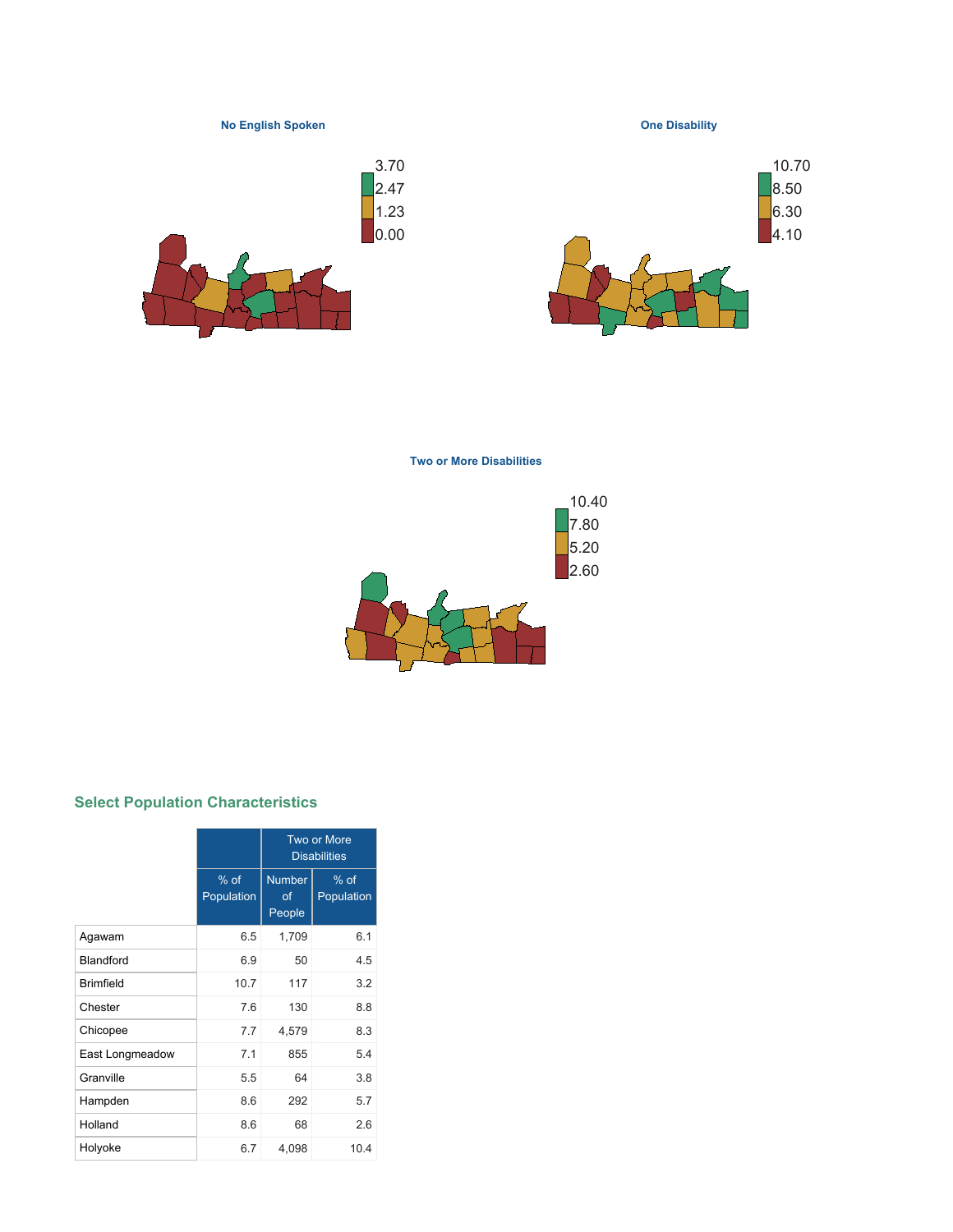**No English Spoken**

3.70
2.47
1.23
0.00

**One Disability**

10.70
8.50
6.30
4.10

**Two or More Disabilities**

10.40
7.80
5.20
2.60

## Select Population Characteristics

| | | Two or More Disabilities | |
|---|---|---|---|
| | % of Population | Number of People | % of Population |
| Agawam | 6.5 | 1,709 | 6.1 |
| Blandford | 6.9 | 50 | 4.5 |
| Brimfield | 10.7 | 117 | 3.2 |
| Chester | 7.6 | 130 | 8.8 |
| Chicopee | 7.7 | 4,579 | 8.3 |
| East Longmeadow | 7.1 | 855 | 5.4 |
| Granville | 5.5 | 64 | 3.8 |
| Hampden | 8.6 | 292 | 5.7 |
| Holland | 8.6 | 68 | 2.6 |
| Holyoke | 6.7 | 4,098 | 10.4 |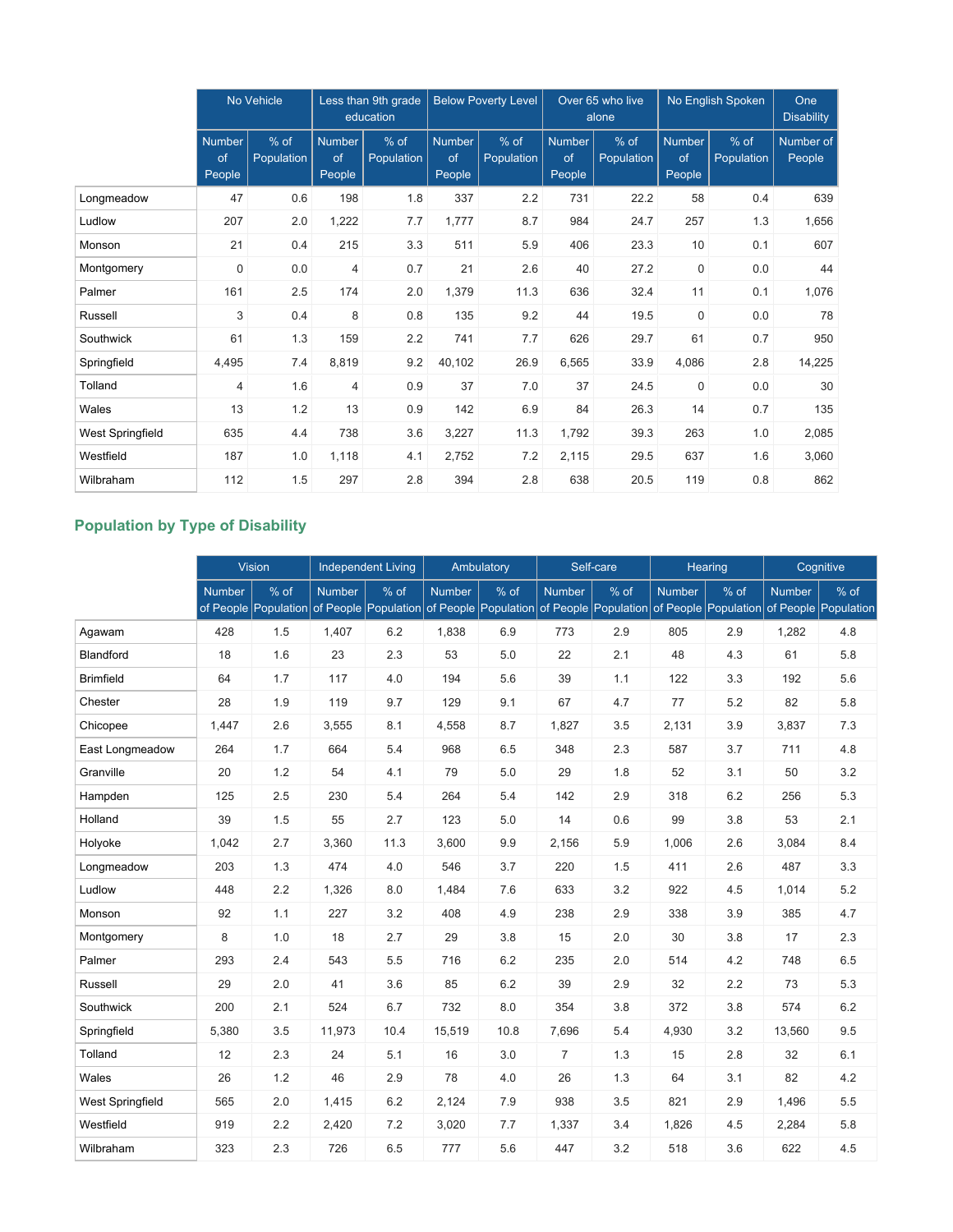| | No Vehicle | | Less than 9th grade education | | Below Poverty Level | | Over 65 who live alone | | No English Spoken | | One Disability |
|---|---|---|---|---|---|---|---|---|---|---|---|
| | Number of People | % of Population | Number of People | % of Population | Number of People | % of Population | Number of People | % of Population | Number of People | % of Population | Number of People |
| Longmeadow | 47 | 0.6 | 198 | 1.8 | 337 | 2.2 | 731 | 22.2 | 58 | 0.4 | 639 |
| Ludlow | 207 | 2.0 | 1,222 | 7.7 | 1,777 | 8.7 | 984 | 24.7 | 257 | 1.3 | 1,656 |
| Monson | 21 | 0.4 | 215 | 3.3 | 511 | 5.9 | 406 | 23.3 | 10 | 0.1 | 607 |
| Montgomery | 0 | 0.0 | 4 | 0.7 | 21 | 2.6 | 40 | 27.2 | 0 | 0.0 | 44 |
| Palmer | 161 | 2.5 | 174 | 2.0 | 1,379 | 11.3 | 636 | 32.4 | 11 | 0.1 | 1,076 |
| Russell | 3 | 0.4 | 8 | 0.8 | 135 | 9.2 | 44 | 19.5 | 0 | 0.0 | 78 |
| Southwick | 61 | 1.3 | 159 | 2.2 | 741 | 7.7 | 626 | 29.7 | 61 | 0.7 | 950 |
| Springfield | 4,495 | 7.4 | 8,819 | 9.2 | 40,102 | 26.9 | 6,565 | 33.9 | 4,086 | 2.8 | 14,225 |
| Tolland | 4 | 1.6 | 4 | 0.9 | 37 | 7.0 | 37 | 24.5 | 0 | 0.0 | 30 |
| Wales | 13 | 1.2 | 13 | 0.9 | 142 | 6.9 | 84 | 26.3 | 14 | 0.7 | 135 |
| West Springfield | 635 | 4.4 | 738 | 3.6 | 3,227 | 11.3 | 1,792 | 39.3 | 263 | 1.0 | 2,085 |
| Westfield | 187 | 1.0 | 1,118 | 4.1 | 2,752 | 7.2 | 2,115 | 29.5 | 637 | 1.6 | 3,060 |
| Wilbraham | 112 | 1.5 | 297 | 2.8 | 394 | 2.8 | 638 | 20.5 | 119 | 0.8 | 862 |

## Population by Type of Disability

| | Vision | | Independent Living | | Ambulatory | | Self-care | | Hearing | | Cognitive | |
|---|---|---|---|---|---|---|---|---|---|---|---|---|
| | Number of People | % of Population | Number of People | % of Population | Number of People | % of Population | Number of People | % of Population | Number of People | % of Population | Number of People | % of Population |
| Agawam | 428 | 1.5 | 1,407 | 6.2 | 1,838 | 6.9 | 773 | 2.9 | 805 | 2.9 | 1,282 | 4.8 |
| Blandford | 18 | 1.6 | 23 | 2.3 | 53 | 5.0 | 22 | 2.1 | 48 | 4.3 | 61 | 5.8 |
| Brimfield | 64 | 1.7 | 117 | 4.0 | 194 | 5.6 | 39 | 1.1 | 122 | 3.3 | 192 | 5.6 |
| Chester | 28 | 1.9 | 119 | 9.7 | 129 | 9.1 | 67 | 4.7 | 77 | 5.2 | 82 | 5.8 |
| Chicopee | 1,447 | 2.6 | 3,555 | 8.1 | 4,558 | 8.7 | 1,827 | 3.5 | 2,131 | 3.9 | 3,837 | 7.3 |
| East Longmeadow | 264 | 1.7 | 664 | 5.4 | 968 | 6.5 | 348 | 2.3 | 587 | 3.7 | 711 | 4.8 |
| Granville | 20 | 1.2 | 54 | 4.1 | 79 | 5.0 | 29 | 1.8 | 52 | 3.1 | 50 | 3.2 |
| Hampden | 125 | 2.5 | 230 | 5.4 | 264 | 5.4 | 142 | 2.9 | 318 | 6.2 | 256 | 5.3 |
| Holland | 39 | 1.5 | 55 | 2.7 | 123 | 5.0 | 14 | 0.6 | 99 | 3.8 | 53 | 2.1 |
| Holyoke | 1,042 | 2.7 | 3,360 | 11.3 | 3,600 | 9.9 | 2,156 | 5.9 | 1,006 | 2.6 | 3,084 | 8.4 |
| Longmeadow | 203 | 1.3 | 474 | 4.0 | 546 | 3.7 | 220 | 1.5 | 411 | 2.6 | 487 | 3.3 |
| Ludlow | 448 | 2.2 | 1,326 | 8.0 | 1,484 | 7.6 | 633 | 3.2 | 922 | 4.5 | 1,014 | 5.2 |
| Monson | 92 | 1.1 | 227 | 3.2 | 408 | 4.9 | 238 | 2.9 | 338 | 3.9 | 385 | 4.7 |
| Montgomery | 8 | 1.0 | 18 | 2.7 | 29 | 3.8 | 15 | 2.0 | 30 | 3.8 | 17 | 2.3 |
| Palmer | 293 | 2.4 | 543 | 5.5 | 716 | 6.2 | 235 | 2.0 | 514 | 4.2 | 748 | 6.5 |
| Russell | 29 | 2.0 | 41 | 3.6 | 85 | 6.2 | 39 | 2.9 | 32 | 2.2 | 73 | 5.3 |
| Southwick | 200 | 2.1 | 524 | 6.7 | 732 | 8.0 | 354 | 3.8 | 372 | 3.8 | 574 | 6.2 |
| Springfield | 5,380 | 3.5 | 11,973 | 10.4 | 15,519 | 10.8 | 7,696 | 5.4 | 4,930 | 3.2 | 13,560 | 9.5 |
| Tolland | 12 | 2.3 | 24 | 5.1 | 16 | 3.0 | 7 | 1.3 | 15 | 2.8 | 32 | 6.1 |
| Wales | 26 | 1.2 | 46 | 2.9 | 78 | 4.0 | 26 | 1.3 | 64 | 3.1 | 82 | 4.2 |
| West Springfield | 565 | 2.0 | 1,415 | 6.2 | 2,124 | 7.9 | 938 | 3.5 | 821 | 2.9 | 1,496 | 5.5 |
| Westfield | 919 | 2.2 | 2,420 | 7.2 | 3,020 | 7.7 | 1,337 | 3.4 | 1,826 | 4.5 | 2,284 | 5.8 |
| Wilbraham | 323 | 2.3 | 726 | 6.5 | 777 | 5.6 | 447 | 3.2 | 518 | 3.6 | 622 | 4.5 |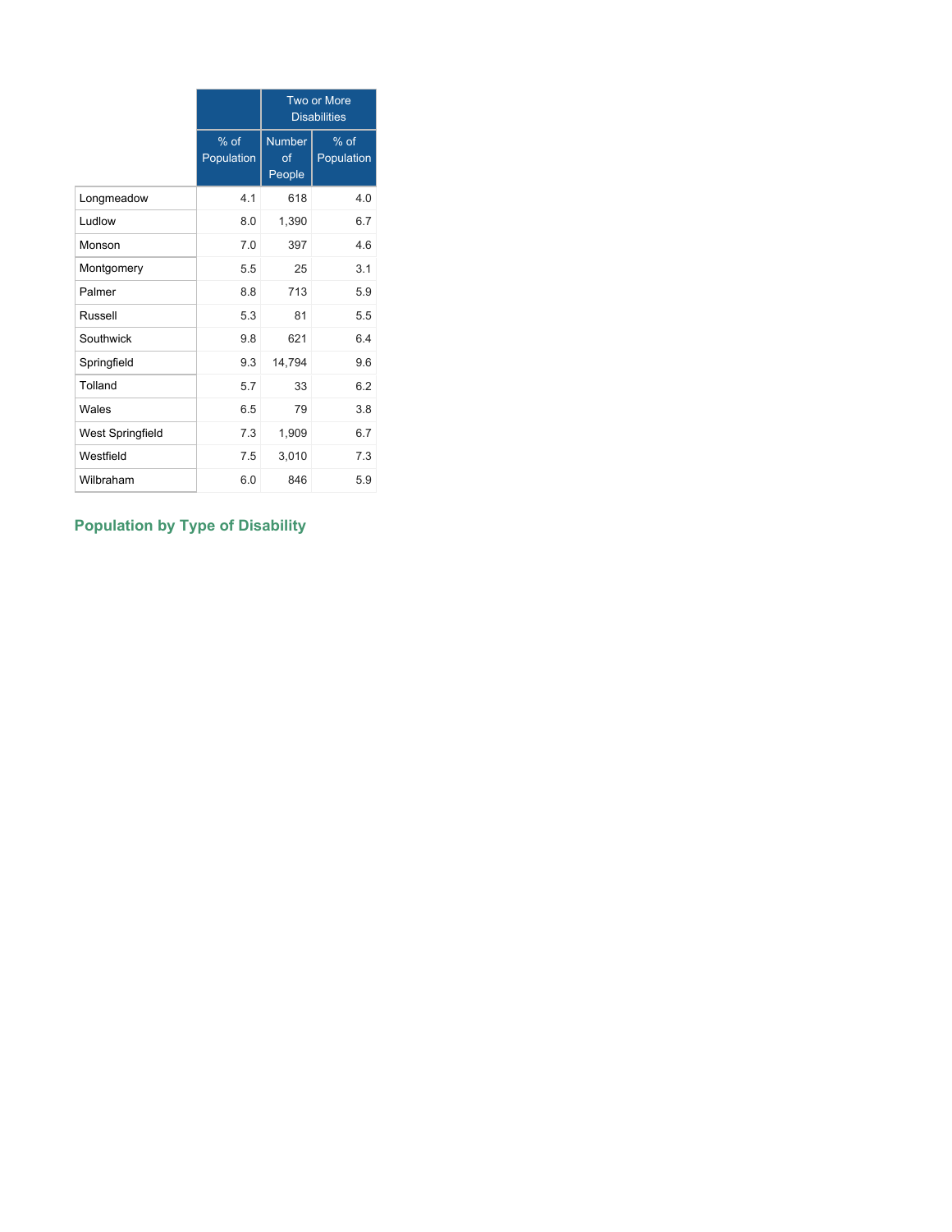| | | Two or More Disabilities | |
|---|---|---|---|
| | % of Population | Number of People | % of Population |
| Longmeadow | 4.1 | 618 | 4.0 |
| Ludlow | 8.0 | 1,390 | 6.7 |
| Monson | 7.0 | 397 | 4.6 |
| Montgomery | 5.5 | 25 | 3.1 |
| Palmer | 8.8 | 713 | 5.9 |
| Russell | 5.3 | 81 | 5.5 |
| Southwick | 9.8 | 621 | 6.4 |
| Springfield | 9.3 | 14,794 | 9.6 |
| Tolland | 5.7 | 33 | 6.2 |
| Wales | 6.5 | 79 | 3.8 |
| West Springfield | 7.3 | 1,909 | 6.7 |
| Westfield | 7.5 | 3,010 | 7.3 |
| Wilbraham | 6.0 | 846 | 5.9 |

## Population by Type of Disability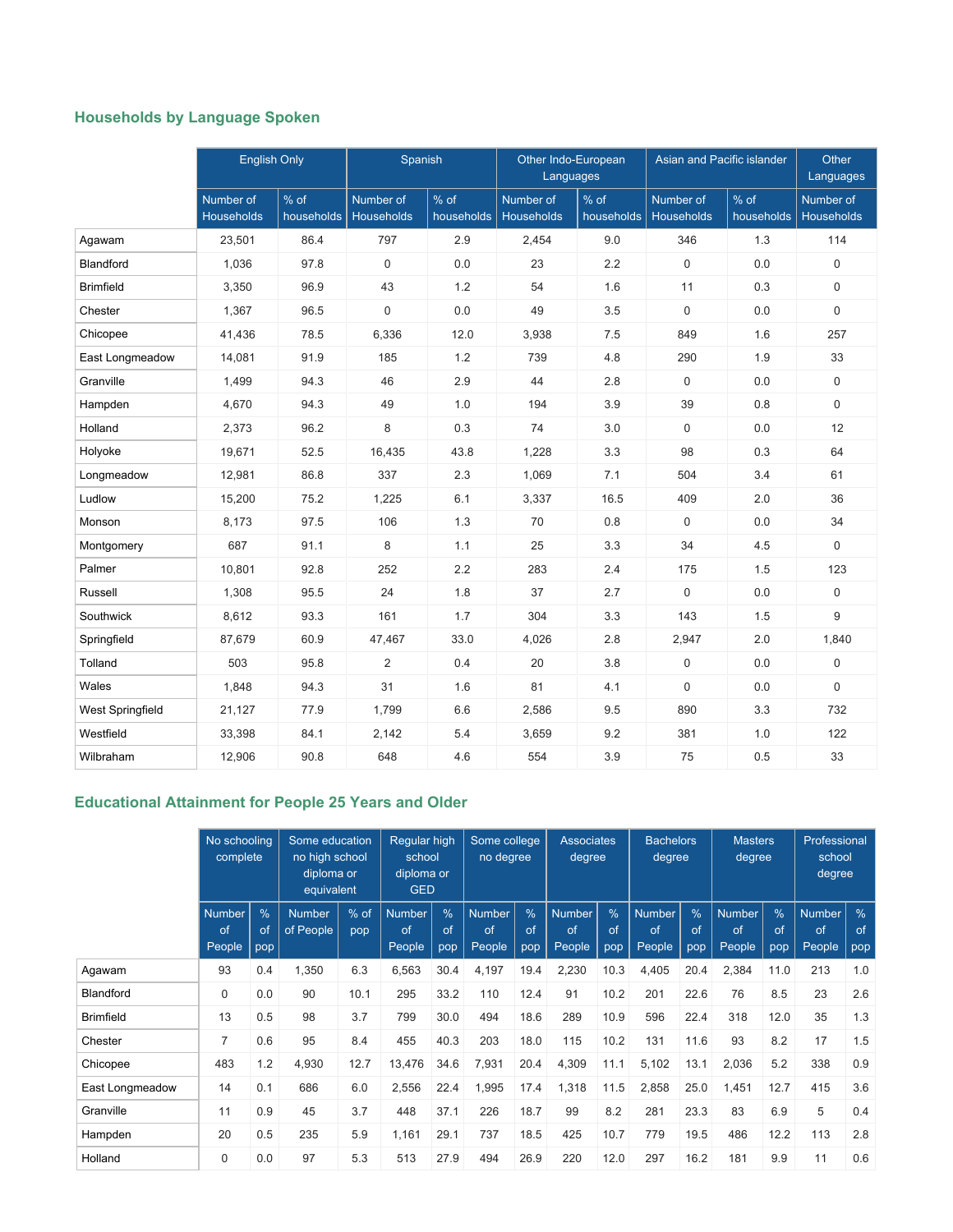## Households by Language Spoken

| | English Only | | Spanish | | Other Indo-European Languages | | Asian and Pacific islander | | Other Languages |
|---|---|---|---|---|---|---|---|---|---|
| | Number of Households | % of households | Number of Households | % of households | Number of Households | % of households | Number of Households | % of households | Number of Households |
| Agawam | 23,501 | 86.4 | 797 | 2.9 | 2,454 | 9.0 | 346 | 1.3 | 114 |
| Blandford | 1,036 | 97.8 | 0 | 0.0 | 23 | 2.2 | 0 | 0.0 | 0 |
| Brimfield | 3,350 | 96.9 | 43 | 1.2 | 54 | 1.6 | 11 | 0.3 | 0 |
| Chester | 1,367 | 96.5 | 0 | 0.0 | 49 | 3.5 | 0 | 0.0 | 0 |
| Chicopee | 41,436 | 78.5 | 6,336 | 12.0 | 3,938 | 7.5 | 849 | 1.6 | 257 |
| East Longmeadow | 14,081 | 91.9 | 185 | 1.2 | 739 | 4.8 | 290 | 1.9 | 33 |
| Granville | 1,499 | 94.3 | 46 | 2.9 | 44 | 2.8 | 0 | 0.0 | 0 |
| Hampden | 4,670 | 94.3 | 49 | 1.0 | 194 | 3.9 | 39 | 0.8 | 0 |
| Holland | 2,373 | 96.2 | 8 | 0.3 | 74 | 3.0 | 0 | 0.0 | 12 |
| Holyoke | 19,671 | 52.5 | 16,435 | 43.8 | 1,228 | 3.3 | 98 | 0.3 | 64 |
| Longmeadow | 12,981 | 86.8 | 337 | 2.3 | 1,069 | 7.1 | 504 | 3.4 | 61 |
| Ludlow | 15,200 | 75.2 | 1,225 | 6.1 | 3,337 | 16.5 | 409 | 2.0 | 36 |
| Monson | 8,173 | 97.5 | 106 | 1.3 | 70 | 0.8 | 0 | 0.0 | 34 |
| Montgomery | 687 | 91.1 | 8 | 1.1 | 25 | 3.3 | 34 | 4.5 | 0 |
| Palmer | 10,801 | 92.8 | 252 | 2.2 | 283 | 2.4 | 175 | 1.5 | 123 |
| Russell | 1,308 | 95.5 | 24 | 1.8 | 37 | 2.7 | 0 | 0.0 | 0 |
| Southwick | 8,612 | 93.3 | 161 | 1.7 | 304 | 3.3 | 143 | 1.5 | 9 |
| Springfield | 87,679 | 60.9 | 47,467 | 33.0 | 4,026 | 2.8 | 2,947 | 2.0 | 1,840 |
| Tolland | 503 | 95.8 | 2 | 0.4 | 20 | 3.8 | 0 | 0.0 | 0 |
| Wales | 1,848 | 94.3 | 31 | 1.6 | 81 | 4.1 | 0 | 0.0 | 0 |
| West Springfield | 21,127 | 77.9 | 1,799 | 6.6 | 2,586 | 9.5 | 890 | 3.3 | 732 |
| Westfield | 33,398 | 84.1 | 2,142 | 5.4 | 3,659 | 9.2 | 381 | 1.0 | 122 |
| Wilbraham | 12,906 | 90.8 | 648 | 4.6 | 554 | 3.9 | 75 | 0.5 | 33 |

## Educational Attainment for People 25 Years and Older

| | No schooling complete | | Some education no high school diploma or equivalent | | Regular high school diploma or GED | | Some college no degree | | Associates degree | | Bachelors degree | | Masters degree | | Professional school degree | |
|---|---|---|---|---|---|---|---|---|---|---|---|---|---|---|---|---|
| | Number of People | % of pop | Number of People | % of pop | Number of People | % of pop | Number of People | % of pop | Number of People | % of pop | Number of People | % of pop | Number of People | % of pop | Number of People | % of pop |
| Agawam | 93 | 0.4 | 1,350 | 6.3 | 6,563 | 30.4 | 4,197 | 19.4 | 2,230 | 10.3 | 4,405 | 20.4 | 2,384 | 11.0 | 213 | 1.0 |
| Blandford | 0 | 0.0 | 90 | 10.1 | 295 | 33.2 | 110 | 12.4 | 91 | 10.2 | 201 | 22.6 | 76 | 8.5 | 23 | 2.6 |
| Brimfield | 13 | 0.5 | 98 | 3.7 | 799 | 30.0 | 494 | 18.6 | 289 | 10.9 | 596 | 22.4 | 318 | 12.0 | 35 | 1.3 |
| Chester | 7 | 0.6 | 95 | 8.4 | 455 | 40.3 | 203 | 18.0 | 115 | 10.2 | 131 | 11.6 | 93 | 8.2 | 17 | 1.5 |
| Chicopee | 483 | 1.2 | 4,930 | 12.7 | 13,476 | 34.6 | 7,931 | 20.4 | 4,309 | 11.1 | 5,102 | 13.1 | 2,036 | 5.2 | 338 | 0.9 |
| East Longmeadow | 14 | 0.1 | 686 | 6.0 | 2,556 | 22.4 | 1,995 | 17.4 | 1,318 | 11.5 | 2,858 | 25.0 | 1,451 | 12.7 | 415 | 3.6 |
| Granville | 11 | 0.9 | 45 | 3.7 | 448 | 37.1 | 226 | 18.7 | 99 | 8.2 | 281 | 23.3 | 83 | 6.9 | 5 | 0.4 |
| Hampden | 20 | 0.5 | 235 | 5.9 | 1,161 | 29.1 | 737 | 18.5 | 425 | 10.7 | 779 | 19.5 | 486 | 12.2 | 113 | 2.8 |
| Holland | 0 | 0.0 | 97 | 5.3 | 513 | 27.9 | 494 | 26.9 | 220 | 12.0 | 297 | 16.2 | 181 | 9.9 | 11 | 0.6 |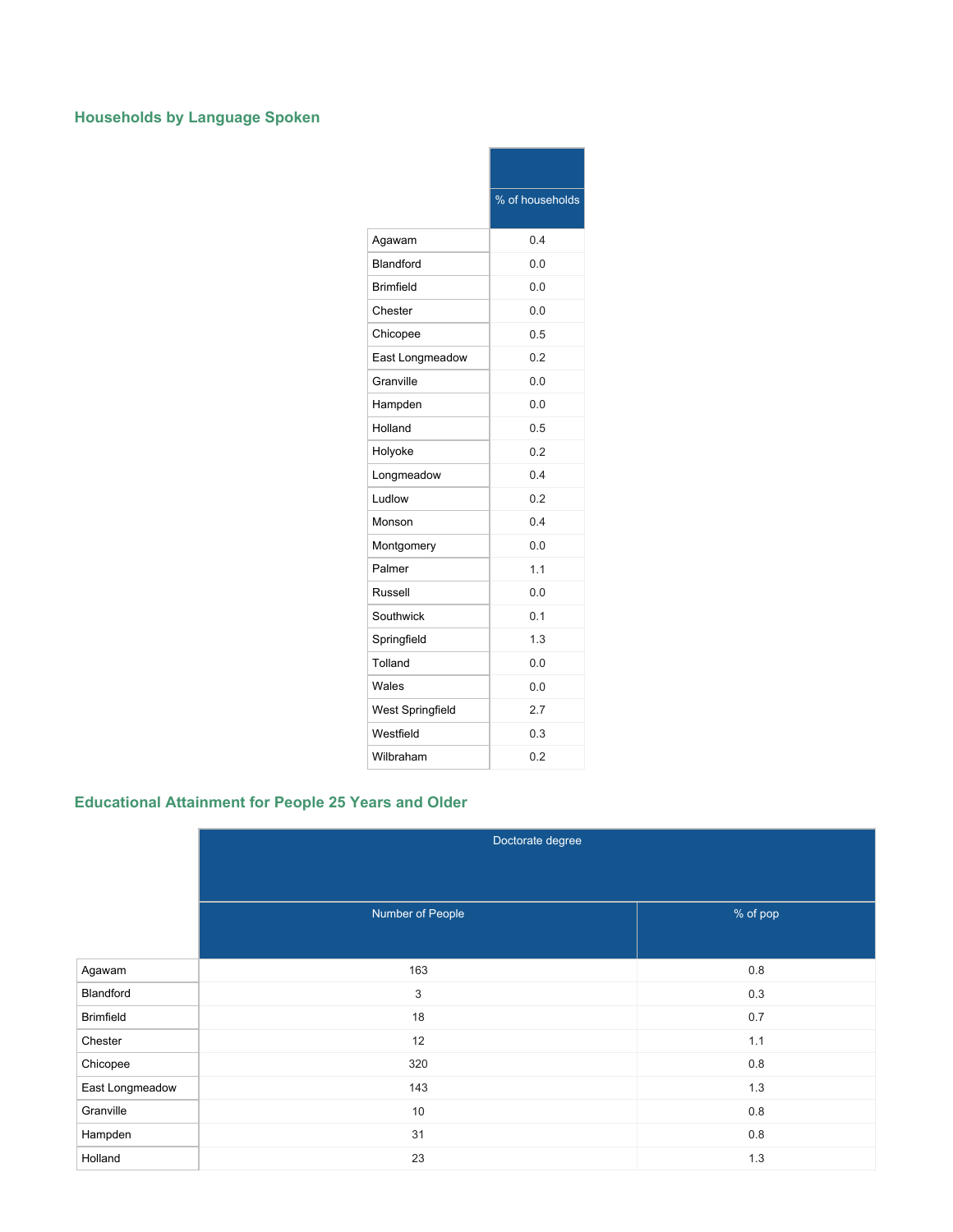## Households by Language Spoken

| | |
|---|---|
| | % of households |
| Agawam | 0.4 |
| Blandford | 0.0 |
| Brimfield | 0.0 |
| Chester | 0.0 |
| Chicopee | 0.5 |
| East Longmeadow | 0.2 |
| Granville | 0.0 |
| Hampden | 0.0 |
| Holland | 0.5 |
| Holyoke | 0.2 |
| Longmeadow | 0.4 |
| Ludlow | 0.2 |
| Monson | 0.4 |
| Montgomery | 0.0 |
| Palmer | 1.1 |
| Russell | 0.0 |
| Southwick | 0.1 |
| Springfield | 1.3 |
| Tolland | 0.0 |
| Wales | 0.0 |
| West Springfield | 2.7 |
| Westfield | 0.3 |
| Wilbraham | 0.2 |

## Educational Attainment for People 25 Years and Older

| | Doctorate degree | |
|---|---|---|
| | Number of People | % of pop |
| Agawam | 163 | 0.8 |
| Blandford | 3 | 0.3 |
| Brimfield | 18 | 0.7 |
| Chester | 12 | 1.1 |
| Chicopee | 320 | 0.8 |
| East Longmeadow | 143 | 1.3 |
| Granville | 10 | 0.8 |
| Hampden | 31 | 0.8 |
| Holland | 23 | 1.3 |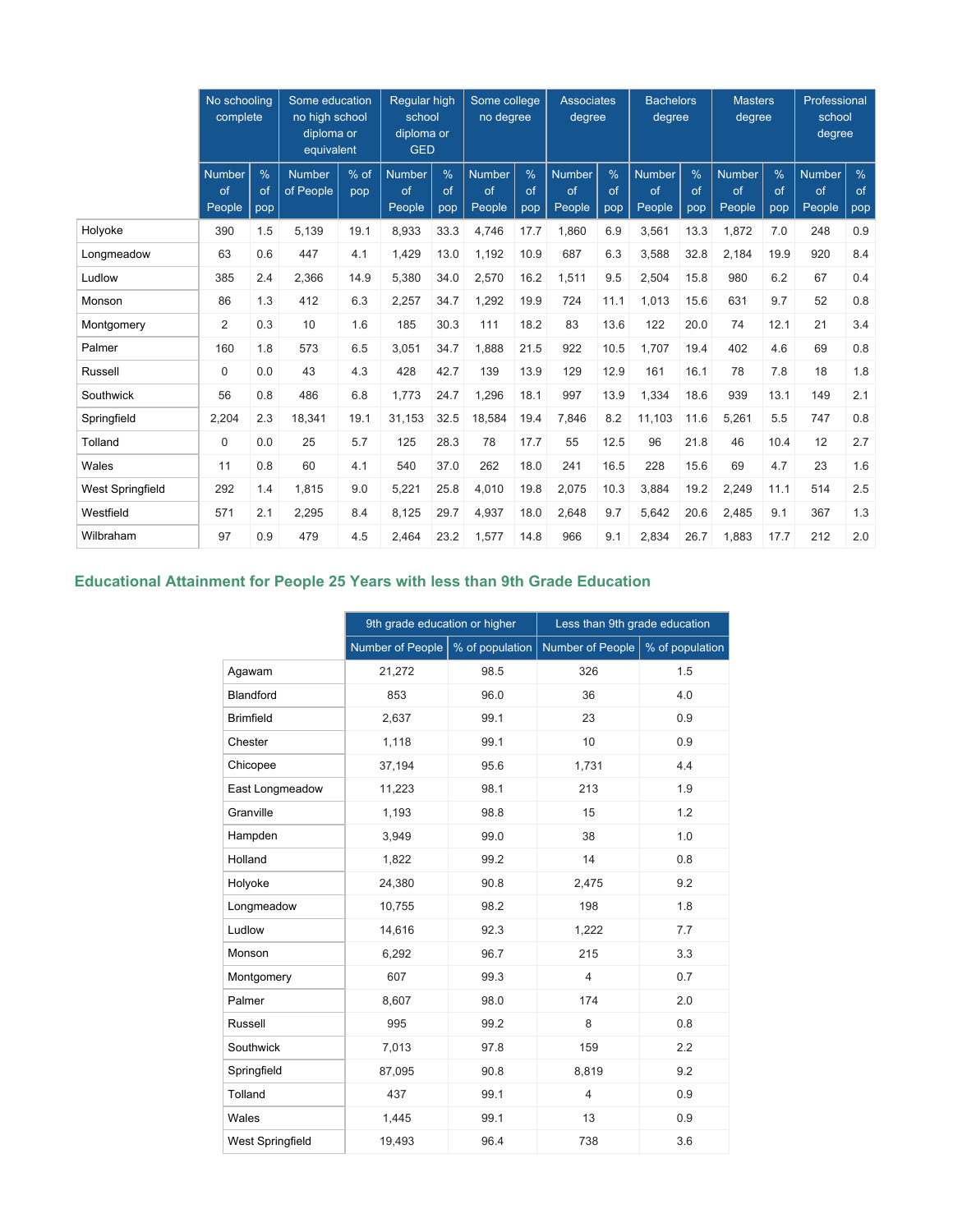| | No schooling complete | | Some education no high school diploma or equivalent | | Regular high school diploma or GED | | Some college no degree | | Associates degree | | Bachelors degree | | Masters degree | | Professional school degree | |
|---|---|---|---|---|---|---|---|---|---|---|---|---|---|---|---|---|
| | Number of People | % of pop | Number of People | % of pop | Number of People | % of pop | Number of People | % of pop | Number of People | % of pop | Number of People | % of pop | Number of People | % of pop | Number of People | % of pop |
| Holyoke | 390 | 1.5 | 5,139 | 19.1 | 8,933 | 33.3 | 4,746 | 17.7 | 1,860 | 6.9 | 3,561 | 13.3 | 1,872 | 7.0 | 248 | 0.9 |
| Longmeadow | 63 | 0.6 | 447 | 4.1 | 1,429 | 13.0 | 1,192 | 10.9 | 687 | 6.3 | 3,588 | 32.8 | 2,184 | 19.9 | 920 | 8.4 |
| Ludlow | 385 | 2.4 | 2,366 | 14.9 | 5,380 | 34.0 | 2,570 | 16.2 | 1,511 | 9.5 | 2,504 | 15.8 | 980 | 6.2 | 67 | 0.4 |
| Monson | 86 | 1.3 | 412 | 6.3 | 2,257 | 34.7 | 1,292 | 19.9 | 724 | 11.1 | 1,013 | 15.6 | 631 | 9.7 | 52 | 0.8 |
| Montgomery | 2 | 0.3 | 10 | 1.6 | 185 | 30.3 | 111 | 18.2 | 83 | 13.6 | 122 | 20.0 | 74 | 12.1 | 21 | 3.4 |
| Palmer | 160 | 1.8 | 573 | 6.5 | 3,051 | 34.7 | 1,888 | 21.5 | 922 | 10.5 | 1,707 | 19.4 | 402 | 4.6 | 69 | 0.8 |
| Russell | 0 | 0.0 | 43 | 4.3 | 428 | 42.7 | 139 | 13.9 | 129 | 12.9 | 161 | 16.1 | 78 | 7.8 | 18 | 1.8 |
| Southwick | 56 | 0.8 | 486 | 6.8 | 1,773 | 24.7 | 1,296 | 18.1 | 997 | 13.9 | 1,334 | 18.6 | 939 | 13.1 | 149 | 2.1 |
| Springfield | 2,204 | 2.3 | 18,341 | 19.1 | 31,153 | 32.5 | 18,584 | 19.4 | 7,846 | 8.2 | 11,103 | 11.6 | 5,261 | 5.5 | 747 | 0.8 |
| Tolland | 0 | 0.0 | 25 | 5.7 | 125 | 28.3 | 78 | 17.7 | 55 | 12.5 | 96 | 21.8 | 46 | 10.4 | 12 | 2.7 |
| Wales | 11 | 0.8 | 60 | 4.1 | 540 | 37.0 | 262 | 18.0 | 241 | 16.5 | 228 | 15.6 | 69 | 4.7 | 23 | 1.6 |
| West Springfield | 292 | 1.4 | 1,815 | 9.0 | 5,221 | 25.8 | 4,010 | 19.8 | 2,075 | 10.3 | 3,884 | 19.2 | 2,249 | 11.1 | 514 | 2.5 |
| Westfield | 571 | 2.1 | 2,295 | 8.4 | 8,125 | 29.7 | 4,937 | 18.0 | 2,648 | 9.7 | 5,642 | 20.6 | 2,485 | 9.1 | 367 | 1.3 |
| Wilbraham | 97 | 0.9 | 479 | 4.5 | 2,464 | 23.2 | 1,577 | 14.8 | 966 | 9.1 | 2,834 | 26.7 | 1,883 | 17.7 | 212 | 2.0 |

## Educational Attainment for People 25 Years with less than 9th Grade Education

| | 9th grade education or higher | | Less than 9th grade education | |
|---|---|---|---|---|
| | Number of People | % of population | Number of People | % of population |
| Agawam | 21,272 | 98.5 | 326 | 1.5 |
| Blandford | 853 | 96.0 | 36 | 4.0 |
| Brimfield | 2,637 | 99.1 | 23 | 0.9 |
| Chester | 1,118 | 99.1 | 10 | 0.9 |
| Chicopee | 37,194 | 95.6 | 1,731 | 4.4 |
| East Longmeadow | 11,223 | 98.1 | 213 | 1.9 |
| Granville | 1,193 | 98.8 | 15 | 1.2 |
| Hampden | 3,949 | 99.0 | 38 | 1.0 |
| Holland | 1,822 | 99.2 | 14 | 0.8 |
| Holyoke | 24,380 | 90.8 | 2,475 | 9.2 |
| Longmeadow | 10,755 | 98.2 | 198 | 1.8 |
| Ludlow | 14,616 | 92.3 | 1,222 | 7.7 |
| Monson | 6,292 | 96.7 | 215 | 3.3 |
| Montgomery | 607 | 99.3 | 4 | 0.7 |
| Palmer | 8,607 | 98.0 | 174 | 2.0 |
| Russell | 995 | 99.2 | 8 | 0.8 |
| Southwick | 7,013 | 97.8 | 159 | 2.2 |
| Springfield | 87,095 | 90.8 | 8,819 | 9.2 |
| Tolland | 437 | 99.1 | 4 | 0.9 |
| Wales | 1,445 | 99.1 | 13 | 0.9 |
| West Springfield | 19,493 | 96.4 | 738 | 3.6 |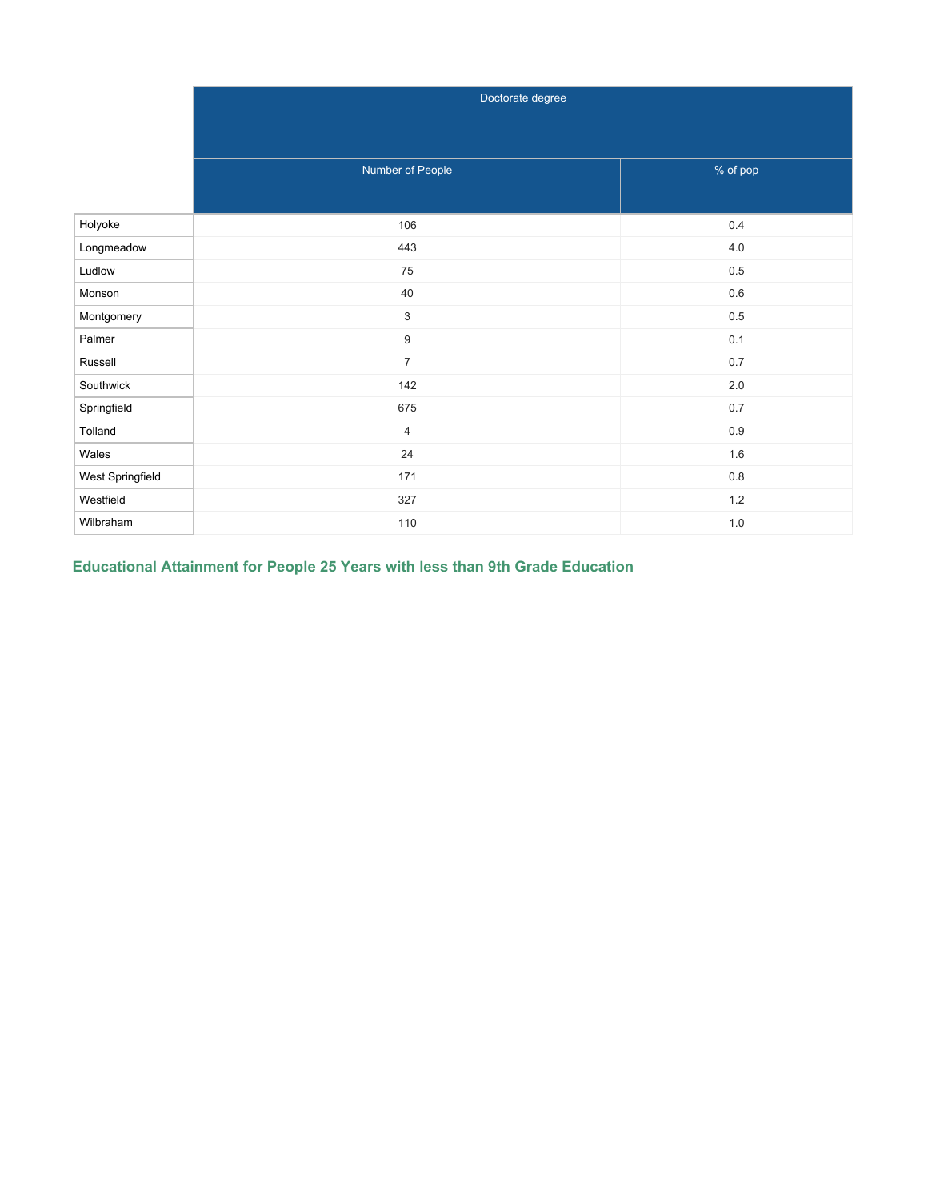| | Doctorate degree | |
|---|---|---|
| | Number of People | % of pop |
| Holyoke | 106 | 0.4 |
| Longmeadow | 443 | 4.0 |
| Ludlow | 75 | 0.5 |
| Monson | 40 | 0.6 |
| Montgomery | 3 | 0.5 |
| Palmer | 9 | 0.1 |
| Russell | 7 | 0.7 |
| Southwick | 142 | 2.0 |
| Springfield | 675 | 0.7 |
| Tolland | 4 | 0.9 |
| Wales | 24 | 1.6 |
| West Springfield | 171 | 0.8 |
| Westfield | 327 | 1.2 |
| Wilbraham | 110 | 1.0 |

## Educational Attainment for People 25 Years with less than 9th Grade Education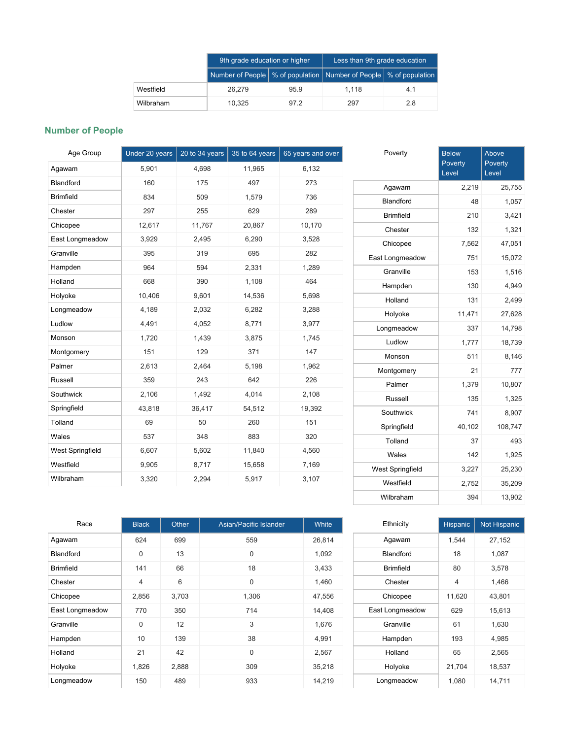| | 9th grade education or higher | | Less than 9th grade education | |
|---|---|---|---|---|
| | Number of People | % of population | Number of People | % of population |
| Westfield | 26,279 | 95.9 | 1,118 | 4.1 |
| Wilbraham | 10,325 | 97.2 | 297 | 2.8 |

## Number of People

| Age Group | Under 20 years | 20 to 34 years | 35 to 64 years | 65 years and over |
|---|---|---|---|---|
| Agawam | 5,901 | 4,698 | 11,965 | 6,132 |
| Blandford | 160 | 175 | 497 | 273 |
| Brimfield | 834 | 509 | 1,579 | 736 |
| Chester | 297 | 255 | 629 | 289 |
| Chicopee | 12,617 | 11,767 | 20,867 | 10,170 |
| East Longmeadow | 3,929 | 2,495 | 6,290 | 3,528 |
| Granville | 395 | 319 | 695 | 282 |
| Hampden | 964 | 594 | 2,331 | 1,289 |
| Holland | 668 | 390 | 1,108 | 464 |
| Holyoke | 10,406 | 9,601 | 14,536 | 5,698 |
| Longmeadow | 4,189 | 2,032 | 6,282 | 3,288 |
| Ludlow | 4,491 | 4,052 | 8,771 | 3,977 |
| Monson | 1,720 | 1,439 | 3,875 | 1,745 |
| Montgomery | 151 | 129 | 371 | 147 |
| Palmer | 2,613 | 2,464 | 5,198 | 1,962 |
| Russell | 359 | 243 | 642 | 226 |
| Southwick | 2,106 | 1,492 | 4,014 | 2,108 |
| Springfield | 43,818 | 36,417 | 54,512 | 19,392 |
| Tolland | 69 | 50 | 260 | 151 |
| Wales | 537 | 348 | 883 | 320 |
| West Springfield | 6,607 | 5,602 | 11,840 | 4,560 |
| Westfield | 9,905 | 8,717 | 15,658 | 7,169 |
| Wilbraham | 3,320 | 2,294 | 5,917 | 3,107 |

| Poverty | Below Poverty Level | Above Poverty Level |
|---|---|---|
| Agawam | 2,219 | 25,755 |
| Blandford | 48 | 1,057 |
| Brimfield | 210 | 3,421 |
| Chester | 132 | 1,321 |
| Chicopee | 7,562 | 47,051 |
| East Longmeadow | 751 | 15,072 |
| Granville | 153 | 1,516 |
| Hampden | 130 | 4,949 |
| Holland | 131 | 2,499 |
| Holyoke | 11,471 | 27,628 |
| Longmeadow | 337 | 14,798 |
| Ludlow | 1,777 | 18,739 |
| Monson | 511 | 8,146 |
| Montgomery | 21 | 777 |
| Palmer | 1,379 | 10,807 |
| Russell | 135 | 1,325 |
| Southwick | 741 | 8,907 |
| Springfield | 40,102 | 108,747 |
| Tolland | 37 | 493 |
| Wales | 142 | 1,925 |
| West Springfield | 3,227 | 25,230 |
| Westfield | 2,752 | 35,209 |
| Wilbraham | 394 | 13,902 |

| Race | Black | Other | Asian/Pacific Islander | White |
|---|---|---|---|---|
| Agawam | 624 | 699 | 559 | 26,814 |
| Blandford | 0 | 13 | 0 | 1,092 |
| Brimfield | 141 | 66 | 18 | 3,433 |
| Chester | 4 | 6 | 0 | 1,460 |
| Chicopee | 2,856 | 3,703 | 1,306 | 47,556 |
| East Longmeadow | 770 | 350 | 714 | 14,408 |
| Granville | 0 | 12 | 3 | 1,676 |
| Hampden | 10 | 139 | 38 | 4,991 |
| Holland | 21 | 42 | 0 | 2,567 |
| Holyoke | 1,826 | 2,888 | 309 | 35,218 |
| Longmeadow | 150 | 489 | 933 | 14,219 |

| Ethnicity | Hispanic | Not Hispanic |
|---|---|---|
| Agawam | 1,544 | 27,152 |
| Blandford | 18 | 1,087 |
| Brimfield | 80 | 3,578 |
| Chester | 4 | 1,466 |
| Chicopee | 11,620 | 43,801 |
| East Longmeadow | 629 | 15,613 |
| Granville | 61 | 1,630 |
| Hampden | 193 | 4,985 |
| Holland | 65 | 2,565 |
| Holyoke | 21,704 | 18,537 |
| Longmeadow | 1,080 | 14,711 |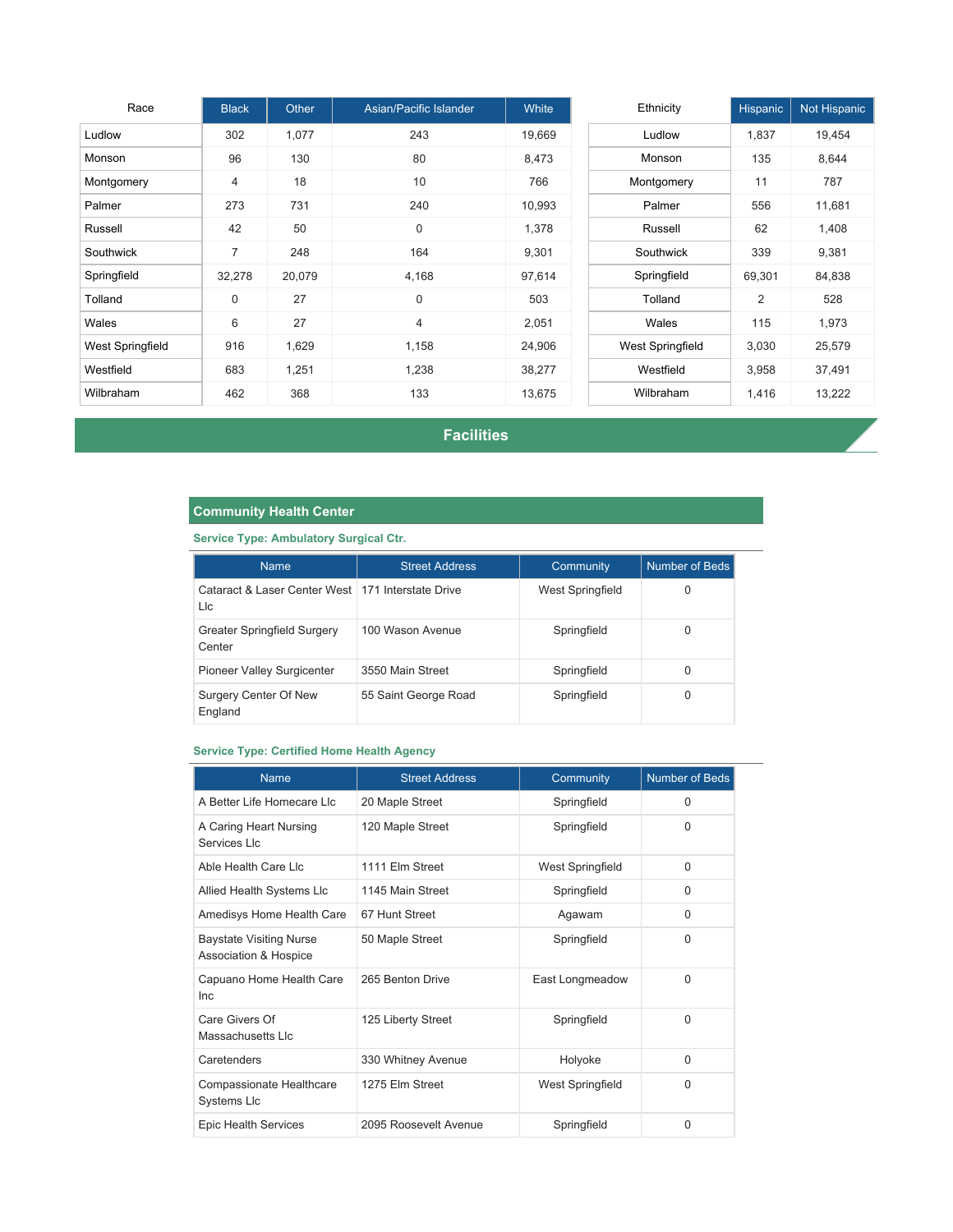| Race | Black | Other | Asian/Pacific Islander | White |
|---|---|---|---|---|
| Ludlow | 302 | 1,077 | 243 | 19,669 |
| Monson | 96 | 130 | 80 | 8,473 |
| Montgomery | 4 | 18 | 10 | 766 |
| Palmer | 273 | 731 | 240 | 10,993 |
| Russell | 42 | 50 | 0 | 1,378 |
| Southwick | 7 | 248 | 164 | 9,301 |
| Springfield | 32,278 | 20,079 | 4,168 | 97,614 |
| Tolland | 0 | 27 | 0 | 503 |
| Wales | 6 | 27 | 4 | 2,051 |
| West Springfield | 916 | 1,629 | 1,158 | 24,906 |
| Westfield | 683 | 1,251 | 1,238 | 38,277 |
| Wilbraham | 462 | 368 | 133 | 13,675 |

| Ethnicity | Hispanic | Not Hispanic |
|---|---|---|
| Ludlow | 1,837 | 19,454 |
| Monson | 135 | 8,644 |
| Montgomery | 11 | 787 |
| Palmer | 556 | 11,681 |
| Russell | 62 | 1,408 |
| Southwick | 339 | 9,381 |
| Springfield | 69,301 | 84,838 |
| Tolland | 2 | 528 |
| Wales | 115 | 1,973 |
| West Springfield | 3,030 | 25,579 |
| Westfield | 3,958 | 37,491 |
| Wilbraham | 1,416 | 13,222 |

## Facilities

### Community Health Center

**Service Type: Ambulatory Surgical Ctr.**

| Name | Street Address | Community | Number of Beds |
|---|---|---|---|
| Cataract & Laser Center West Llc | 171 Interstate Drive | West Springfield | 0 |
| Greater Springfield Surgery Center | 100 Wason Avenue | Springfield | 0 |
| Pioneer Valley Surgicenter | 3550 Main Street | Springfield | 0 |
| Surgery Center Of New England | 55 Saint George Road | Springfield | 0 |

**Service Type: Certified Home Health Agency**

| Name | Street Address | Community | Number of Beds |
|---|---|---|---|
| A Better Life Homecare Llc | 20 Maple Street | Springfield | 0 |
| A Caring Heart Nursing Services Llc | 120 Maple Street | Springfield | 0 |
| Able Health Care Llc | 1111 Elm Street | West Springfield | 0 |
| Allied Health Systems Llc | 1145 Main Street | Springfield | 0 |
| Amedisys Home Health Care | 67 Hunt Street | Agawam | 0 |
| Baystate Visiting Nurse Association & Hospice | 50 Maple Street | Springfield | 0 |
| Capuano Home Health Care Inc | 265 Benton Drive | East Longmeadow | 0 |
| Care Givers Of Massachusetts Llc | 125 Liberty Street | Springfield | 0 |
| Caretenders | 330 Whitney Avenue | Holyoke | 0 |
| Compassionate Healthcare Systems Llc | 1275 Elm Street | West Springfield | 0 |
| Epic Health Services | 2095 Roosevelt Avenue | Springfield | 0 |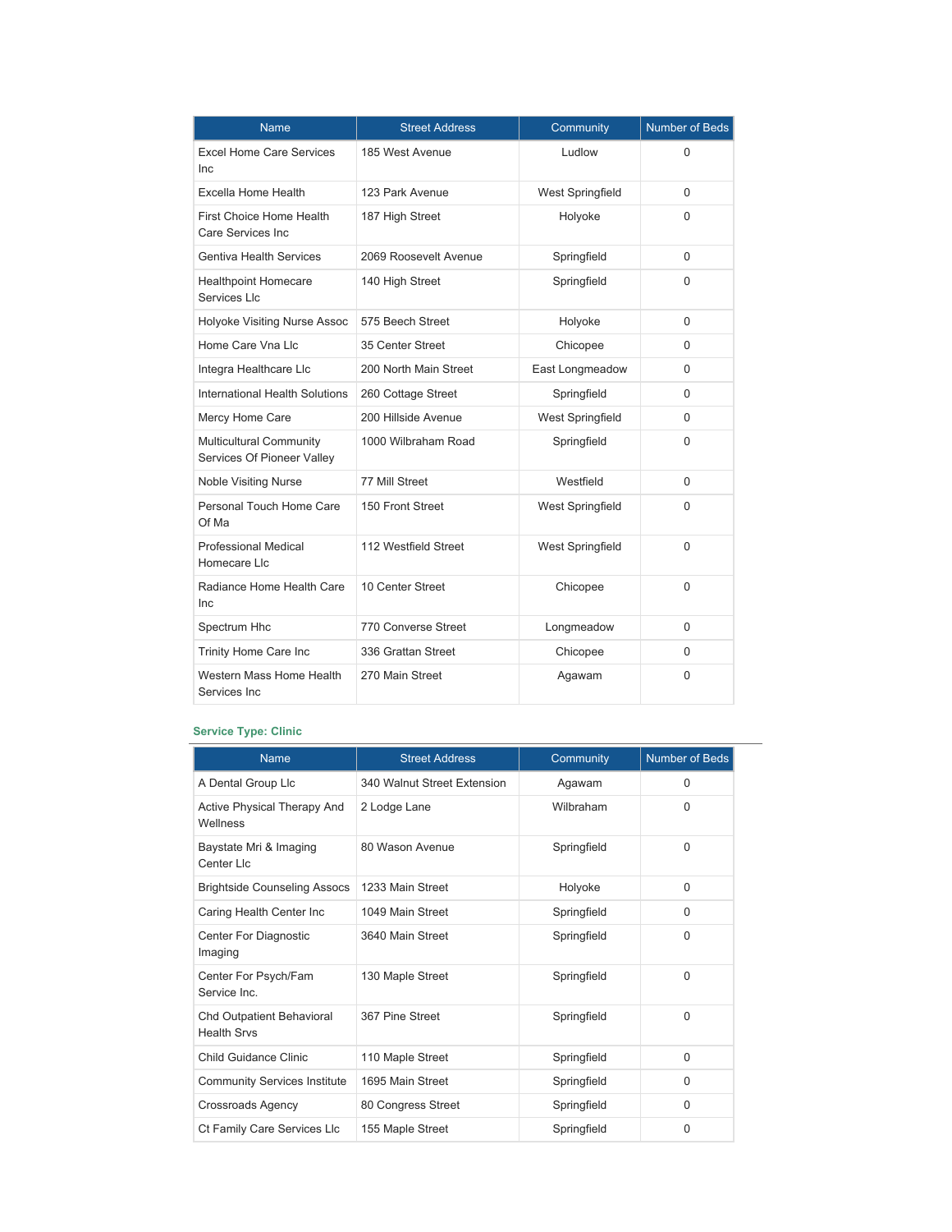| Name | Street Address | Community | Number of Beds |
|---|---|---|---|
| Excel Home Care Services Inc | 185 West Avenue | Ludlow | 0 |
| Excella Home Health | 123 Park Avenue | West Springfield | 0 |
| First Choice Home Health Care Services Inc | 187 High Street | Holyoke | 0 |
| Gentiva Health Services | 2069 Roosevelt Avenue | Springfield | 0 |
| Healthpoint Homecare Services Llc | 140 High Street | Springfield | 0 |
| Holyoke Visiting Nurse Assoc | 575 Beech Street | Holyoke | 0 |
| Home Care Vna Llc | 35 Center Street | Chicopee | 0 |
| Integra Healthcare Llc | 200 North Main Street | East Longmeadow | 0 |
| International Health Solutions | 260 Cottage Street | Springfield | 0 |
| Mercy Home Care | 200 Hillside Avenue | West Springfield | 0 |
| Multicultural Community Services Of Pioneer Valley | 1000 Wilbraham Road | Springfield | 0 |
| Noble Visiting Nurse | 77 Mill Street | Westfield | 0 |
| Personal Touch Home Care Of Ma | 150 Front Street | West Springfield | 0 |
| Professional Medical Homecare Llc | 112 Westfield Street | West Springfield | 0 |
| Radiance Home Health Care Inc | 10 Center Street | Chicopee | 0 |
| Spectrum Hhc | 770 Converse Street | Longmeadow | 0 |
| Trinity Home Care Inc | 336 Grattan Street | Chicopee | 0 |
| Western Mass Home Health Services Inc | 270 Main Street | Agawam | 0 |

**Service Type: Clinic**

| Name | Street Address | Community | Number of Beds |
|---|---|---|---|
| A Dental Group Llc | 340 Walnut Street Extension | Agawam | 0 |
| Active Physical Therapy And Wellness | 2 Lodge Lane | Wilbraham | 0 |
| Baystate Mri & Imaging Center Llc | 80 Wason Avenue | Springfield | 0 |
| Brightside Counseling Assocs | 1233 Main Street | Holyoke | 0 |
| Caring Health Center Inc | 1049 Main Street | Springfield | 0 |
| Center For Diagnostic Imaging | 3640 Main Street | Springfield | 0 |
| Center For Psych/Fam Service Inc. | 130 Maple Street | Springfield | 0 |
| Chd Outpatient Behavioral Health Srvs | 367 Pine Street | Springfield | 0 |
| Child Guidance Clinic | 110 Maple Street | Springfield | 0 |
| Community Services Institute | 1695 Main Street | Springfield | 0 |
| Crossroads Agency | 80 Congress Street | Springfield | 0 |
| Ct Family Care Services Llc | 155 Maple Street | Springfield | 0 |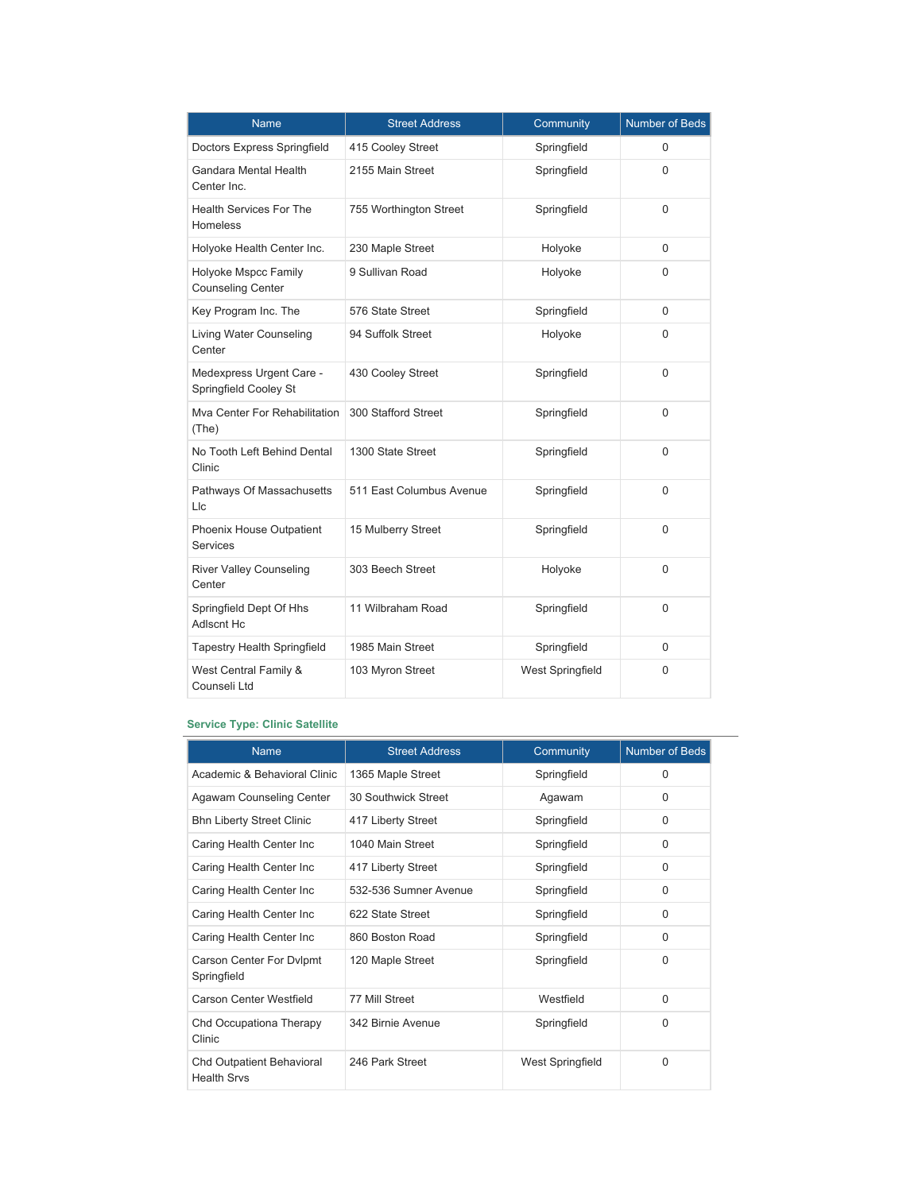| Name | Street Address | Community | Number of Beds |
|---|---|---|---|
| Doctors Express Springfield | 415 Cooley Street | Springfield | 0 |
| Gandara Mental Health Center Inc. | 2155 Main Street | Springfield | 0 |
| Health Services For The Homeless | 755 Worthington Street | Springfield | 0 |
| Holyoke Health Center Inc. | 230 Maple Street | Holyoke | 0 |
| Holyoke Mspcc Family Counseling Center | 9 Sullivan Road | Holyoke | 0 |
| Key Program Inc. The | 576 State Street | Springfield | 0 |
| Living Water Counseling Center | 94 Suffolk Street | Holyoke | 0 |
| Medexpress Urgent Care - Springfield Cooley St | 430 Cooley Street | Springfield | 0 |
| Mva Center For Rehabilitation (The) | 300 Stafford Street | Springfield | 0 |
| No Tooth Left Behind Dental Clinic | 1300 State Street | Springfield | 0 |
| Pathways Of Massachusetts Llc | 511 East Columbus Avenue | Springfield | 0 |
| Phoenix House Outpatient Services | 15 Mulberry Street | Springfield | 0 |
| River Valley Counseling Center | 303 Beech Street | Holyoke | 0 |
| Springfield Dept Of Hhs Adlscnt Hc | 11 Wilbraham Road | Springfield | 0 |
| Tapestry Health Springfield | 1985 Main Street | Springfield | 0 |
| West Central Family & Counseli Ltd | 103 Myron Street | West Springfield | 0 |

### Service Type: Clinic Satellite

| Name | Street Address | Community | Number of Beds |
|---|---|---|---|
| Academic & Behavioral Clinic | 1365 Maple Street | Springfield | 0 |
| Agawam Counseling Center | 30 Southwick Street | Agawam | 0 |
| Bhn Liberty Street Clinic | 417 Liberty Street | Springfield | 0 |
| Caring Health Center Inc | 1040 Main Street | Springfield | 0 |
| Caring Health Center Inc | 417 Liberty Street | Springfield | 0 |
| Caring Health Center Inc | 532-536 Sumner Avenue | Springfield | 0 |
| Caring Health Center Inc | 622 State Street | Springfield | 0 |
| Caring Health Center Inc | 860 Boston Road | Springfield | 0 |
| Carson Center For Dvlpmt Springfield | 120 Maple Street | Springfield | 0 |
| Carson Center Westfield | 77 Mill Street | Westfield | 0 |
| Chd Occupationa Therapy Clinic | 342 Birnie Avenue | Springfield | 0 |
| Chd Outpatient Behavioral Health Srvs | 246 Park Street | West Springfield | 0 |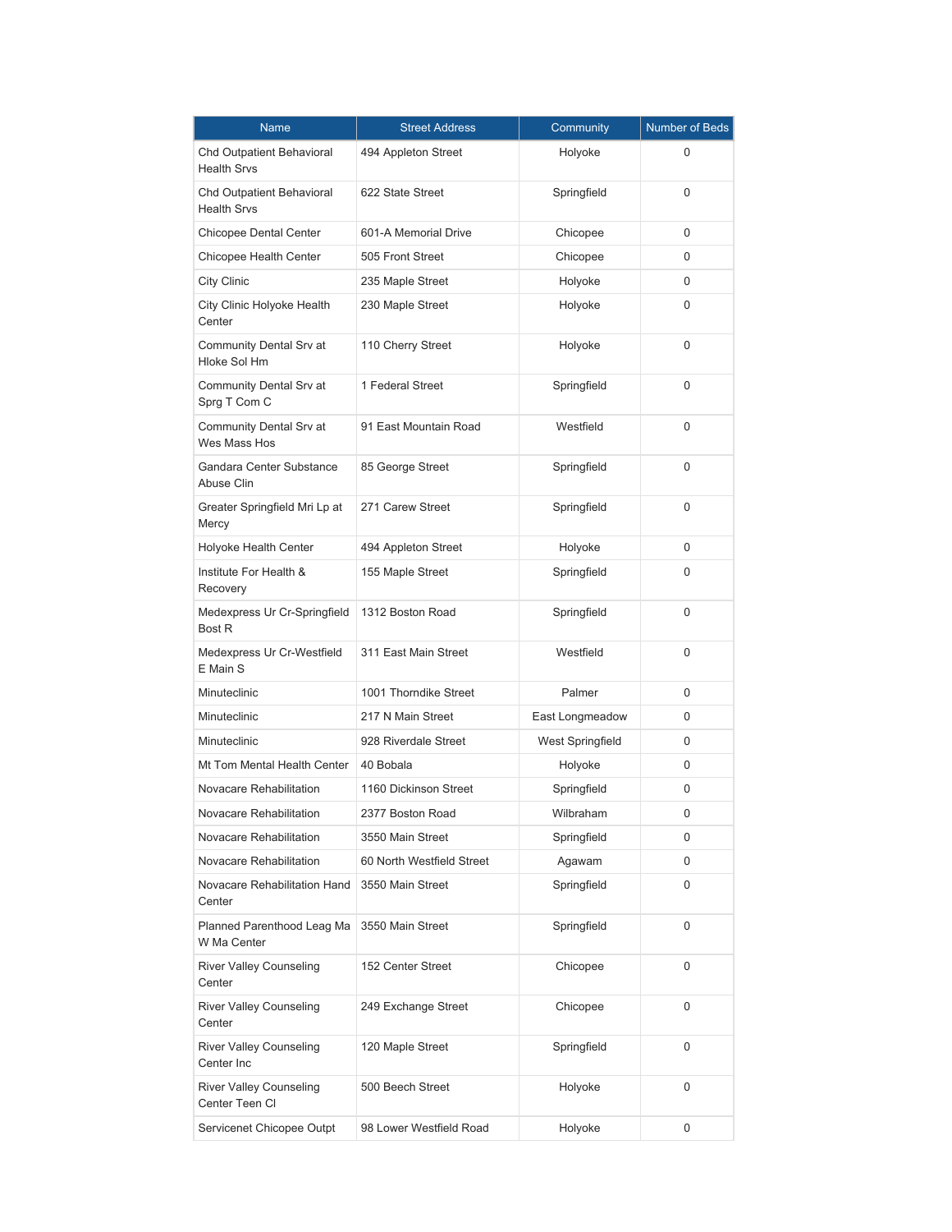| Name | Street Address | Community | Number of Beds |
|---|---|---|---|
| Chd Outpatient Behavioral Health Srvs | 494 Appleton Street | Holyoke | 0 |
| Chd Outpatient Behavioral Health Srvs | 622 State Street | Springfield | 0 |
| Chicopee Dental Center | 601-A Memorial Drive | Chicopee | 0 |
| Chicopee Health Center | 505 Front Street | Chicopee | 0 |
| City Clinic | 235 Maple Street | Holyoke | 0 |
| City Clinic Holyoke Health Center | 230 Maple Street | Holyoke | 0 |
| Community Dental Srv at Hloke Sol Hm | 110 Cherry Street | Holyoke | 0 |
| Community Dental Srv at Sprg T Com C | 1 Federal Street | Springfield | 0 |
| Community Dental Srv at Wes Mass Hos | 91 East Mountain Road | Westfield | 0 |
| Gandara Center Substance Abuse Clin | 85 George Street | Springfield | 0 |
| Greater Springfield Mri Lp at Mercy | 271 Carew Street | Springfield | 0 |
| Holyoke Health Center | 494 Appleton Street | Holyoke | 0 |
| Institute For Health & Recovery | 155 Maple Street | Springfield | 0 |
| Medexpress Ur Cr-Springfield Bost R | 1312 Boston Road | Springfield | 0 |
| Medexpress Ur Cr-Westfield E Main S | 311 East Main Street | Westfield | 0 |
| Minuteclinic | 1001 Thorndike Street | Palmer | 0 |
| Minuteclinic | 217 N Main Street | East Longmeadow | 0 |
| Minuteclinic | 928 Riverdale Street | West Springfield | 0 |
| Mt Tom Mental Health Center | 40 Bobala | Holyoke | 0 |
| Novacare Rehabilitation | 1160 Dickinson Street | Springfield | 0 |
| Novacare Rehabilitation | 2377 Boston Road | Wilbraham | 0 |
| Novacare Rehabilitation | 3550 Main Street | Springfield | 0 |
| Novacare Rehabilitation | 60 North Westfield Street | Agawam | 0 |
| Novacare Rehabilitation Hand Center | 3550 Main Street | Springfield | 0 |
| Planned Parenthood Leag Ma W Ma Center | 3550 Main Street | Springfield | 0 |
| River Valley Counseling Center | 152 Center Street | Chicopee | 0 |
| River Valley Counseling Center | 249 Exchange Street | Chicopee | 0 |
| River Valley Counseling Center Inc | 120 Maple Street | Springfield | 0 |
| River Valley Counseling Center Teen Cl | 500 Beech Street | Holyoke | 0 |
| Servicenet Chicopee Outpt | 98 Lower Westfield Road | Holyoke | 0 |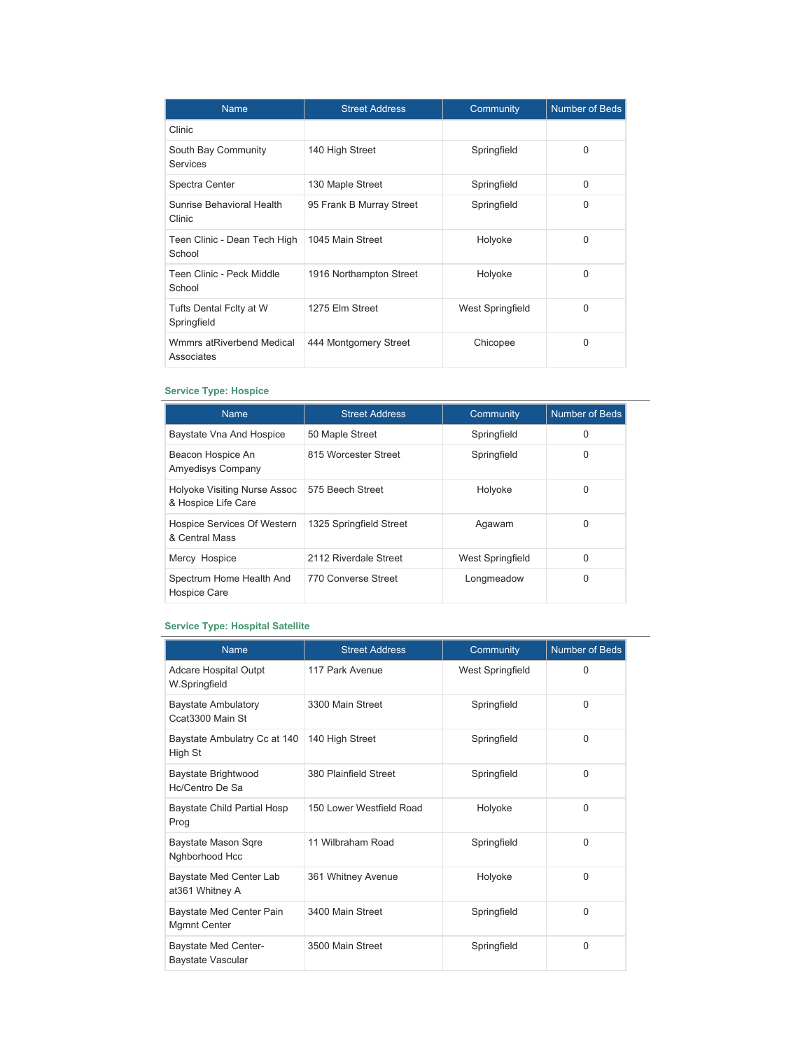| Name | Street Address | Community | Number of Beds |
| --- | --- | --- | --- |
| Clinic | | | |
| South Bay Community Services | 140 High Street | Springfield | 0 |
| Spectra Center | 130 Maple Street | Springfield | 0 |
| Sunrise Behavioral Health Clinic | 95 Frank B Murray Street | Springfield | 0 |
| Teen Clinic - Dean Tech High School | 1045 Main Street | Holyoke | 0 |
| Teen Clinic - Peck Middle School | 1916 Northampton Street | Holyoke | 0 |
| Tufts Dental Fclty at W Springfield | 1275 Elm Street | West Springfield | 0 |
| Wmmrs atRiverbend Medical Associates | 444 Montgomery Street | Chicopee | 0 |

**Service Type: Hospice**

| Name | Street Address | Community | Number of Beds |
| --- | --- | --- | --- |
| Baystate Vna And Hospice | 50 Maple Street | Springfield | 0 |
| Beacon Hospice An Amyedisys Company | 815 Worcester Street | Springfield | 0 |
| Holyoke Visiting Nurse Assoc & Hospice Life Care | 575 Beech Street | Holyoke | 0 |
| Hospice Services Of Western & Central Mass | 1325 Springfield Street | Agawam | 0 |
| Mercy Hospice | 2112 Riverdale Street | West Springfield | 0 |
| Spectrum Home Health And Hospice Care | 770 Converse Street | Longmeadow | 0 |

**Service Type: Hospital Satellite**

| Name | Street Address | Community | Number of Beds |
| --- | --- | --- | --- |
| Adcare Hospital Outpt W.Springfield | 117 Park Avenue | West Springfield | 0 |
| Baystate Ambulatory Ccat3300 Main St | 3300 Main Street | Springfield | 0 |
| Baystate Ambulatry Cc at 140 High St | 140 High Street | Springfield | 0 |
| Baystate Brightwood Hc/Centro De Sa | 380 Plainfield Street | Springfield | 0 |
| Baystate Child Partial Hosp Prog | 150 Lower Westfield Road | Holyoke | 0 |
| Baystate Mason Sqre Nghborhood Hcc | 11 Wilbraham Road | Springfield | 0 |
| Baystate Med Center Lab at361 Whitney A | 361 Whitney Avenue | Holyoke | 0 |
| Baystate Med Center Pain Mgmnt Center | 3400 Main Street | Springfield | 0 |
| Baystate Med Center-Baystate Vascular | 3500 Main Street | Springfield | 0 |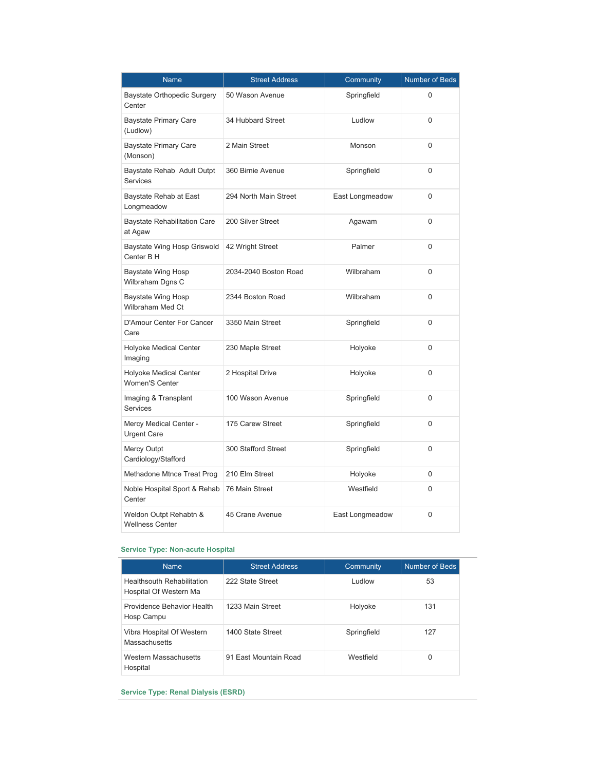| Name | Street Address | Community | Number of Beds |
|---|---|---|---|
| Baystate Orthopedic Surgery Center | 50 Wason Avenue | Springfield | 0 |
| Baystate Primary Care (Ludlow) | 34 Hubbard Street | Ludlow | 0 |
| Baystate Primary Care (Monson) | 2 Main Street | Monson | 0 |
| Baystate Rehab Adult Outpt Services | 360 Birnie Avenue | Springfield | 0 |
| Baystate Rehab at East Longmeadow | 294 North Main Street | East Longmeadow | 0 |
| Baystate Rehabilitation Care at Agaw | 200 Silver Street | Agawam | 0 |
| Baystate Wing Hosp Griswold Center B H | 42 Wright Street | Palmer | 0 |
| Baystate Wing Hosp Wilbraham Dgns C | 2034-2040 Boston Road | Wilbraham | 0 |
| Baystate Wing Hosp Wilbraham Med Ct | 2344 Boston Road | Wilbraham | 0 |
| D'Amour Center For Cancer Care | 3350 Main Street | Springfield | 0 |
| Holyoke Medical Center Imaging | 230 Maple Street | Holyoke | 0 |
| Holyoke Medical Center Women'S Center | 2 Hospital Drive | Holyoke | 0 |
| Imaging & Transplant Services | 100 Wason Avenue | Springfield | 0 |
| Mercy Medical Center - Urgent Care | 175 Carew Street | Springfield | 0 |
| Mercy Outpt Cardiology/Stafford | 300 Stafford Street | Springfield | 0 |
| Methadone Mtnce Treat Prog | 210 Elm Street | Holyoke | 0 |
| Noble Hospital Sport & Rehab Center | 76 Main Street | Westfield | 0 |
| Weldon Outpt Rehabtn & Wellness Center | 45 Crane Avenue | East Longmeadow | 0 |

#### Service Type: Non-acute Hospital

| Name | Street Address | Community | Number of Beds |
|---|---|---|---|
| Healthsouth Rehabilitation Hospital Of Western Ma | 222 State Street | Ludlow | 53 |
| Providence Behavior Health Hosp Campu | 1233 Main Street | Holyoke | 131 |
| Vibra Hospital Of Western Massachusetts | 1400 State Street | Springfield | 127 |
| Western Massachusetts Hospital | 91 East Mountain Road | Westfield | 0 |

#### Service Type: Renal Dialysis (ESRD)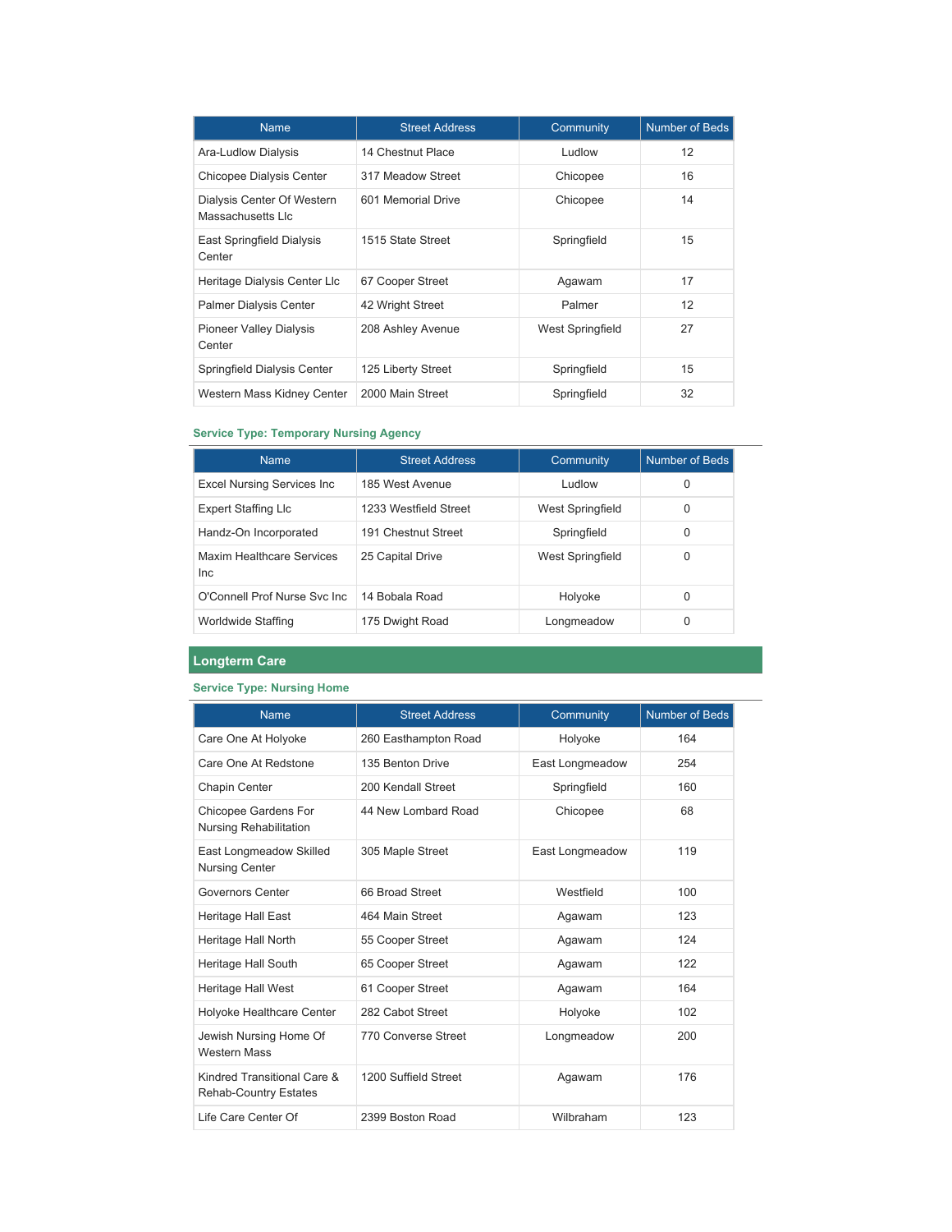| Name | Street Address | Community | Number of Beds |
|---|---|---|---|
| Ara-Ludlow Dialysis | 14 Chestnut Place | Ludlow | 12 |
| Chicopee Dialysis Center | 317 Meadow Street | Chicopee | 16 |
| Dialysis Center Of Western Massachusetts Llc | 601 Memorial Drive | Chicopee | 14 |
| East Springfield Dialysis Center | 1515 State Street | Springfield | 15 |
| Heritage Dialysis Center Llc | 67 Cooper Street | Agawam | 17 |
| Palmer Dialysis Center | 42 Wright Street | Palmer | 12 |
| Pioneer Valley Dialysis Center | 208 Ashley Avenue | West Springfield | 27 |
| Springfield Dialysis Center | 125 Liberty Street | Springfield | 15 |
| Western Mass Kidney Center | 2000 Main Street | Springfield | 32 |

### Service Type: Temporary Nursing Agency

| Name | Street Address | Community | Number of Beds |
|---|---|---|---|
| Excel Nursing Services Inc | 185 West Avenue | Ludlow | 0 |
| Expert Staffing Llc | 1233 Westfield Street | West Springfield | 0 |
| Handz-On Incorporated | 191 Chestnut Street | Springfield | 0 |
| Maxim Healthcare Services Inc | 25 Capital Drive | West Springfield | 0 |
| O'Connell Prof Nurse Svc Inc | 14 Bobala Road | Holyoke | 0 |
| Worldwide Staffing | 175 Dwight Road | Longmeadow | 0 |

## Longterm Care

### Service Type: Nursing Home

| Name | Street Address | Community | Number of Beds |
|---|---|---|---|
| Care One At Holyoke | 260 Easthampton Road | Holyoke | 164 |
| Care One At Redstone | 135 Benton Drive | East Longmeadow | 254 |
| Chapin Center | 200 Kendall Street | Springfield | 160 |
| Chicopee Gardens For Nursing Rehabilitation | 44 New Lombard Road | Chicopee | 68 |
| East Longmeadow Skilled Nursing Center | 305 Maple Street | East Longmeadow | 119 |
| Governors Center | 66 Broad Street | Westfield | 100 |
| Heritage Hall East | 464 Main Street | Agawam | 123 |
| Heritage Hall North | 55 Cooper Street | Agawam | 124 |
| Heritage Hall South | 65 Cooper Street | Agawam | 122 |
| Heritage Hall West | 61 Cooper Street | Agawam | 164 |
| Holyoke Healthcare Center | 282 Cabot Street | Holyoke | 102 |
| Jewish Nursing Home Of Western Mass | 770 Converse Street | Longmeadow | 200 |
| Kindred Transitional Care & Rehab-Country Estates | 1200 Suffield Street | Agawam | 176 |
| Life Care Center Of | 2399 Boston Road | Wilbraham | 123 |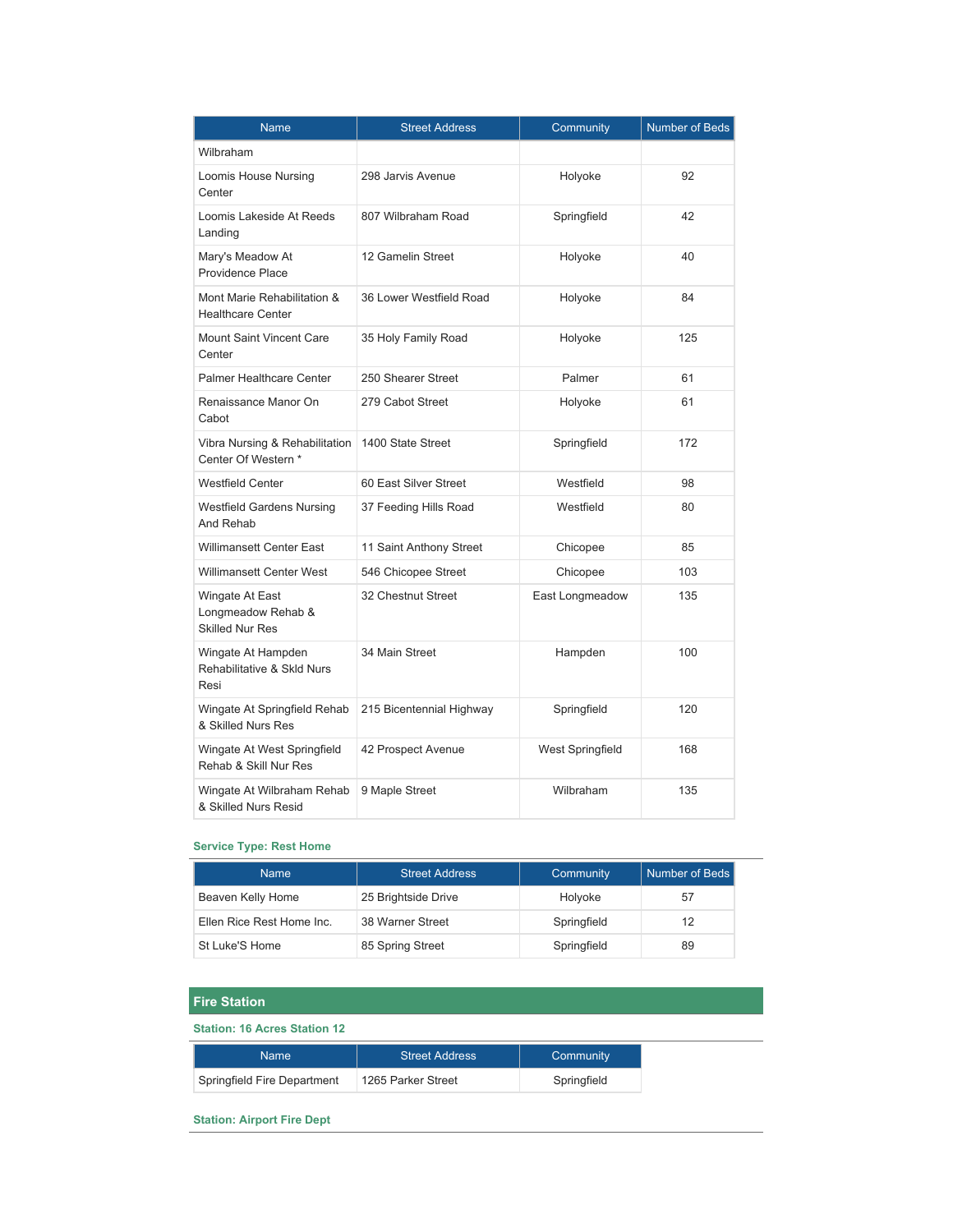| Name | Street Address | Community | Number of Beds |
|---|---|---|---|
| Wilbraham | | | |
| Loomis House Nursing Center | 298 Jarvis Avenue | Holyoke | 92 |
| Loomis Lakeside At Reeds Landing | 807 Wilbraham Road | Springfield | 42 |
| Mary's Meadow At Providence Place | 12 Gamelin Street | Holyoke | 40 |
| Mont Marie Rehabilitation & Healthcare Center | 36 Lower Westfield Road | Holyoke | 84 |
| Mount Saint Vincent Care Center | 35 Holy Family Road | Holyoke | 125 |
| Palmer Healthcare Center | 250 Shearer Street | Palmer | 61 |
| Renaissance Manor On Cabot | 279 Cabot Street | Holyoke | 61 |
| Vibra Nursing & Rehabilitation Center Of Western * | 1400 State Street | Springfield | 172 |
| Westfield Center | 60 East Silver Street | Westfield | 98 |
| Westfield Gardens Nursing And Rehab | 37 Feeding Hills Road | Westfield | 80 |
| Willimansett Center East | 11 Saint Anthony Street | Chicopee | 85 |
| Willimansett Center West | 546 Chicopee Street | Chicopee | 103 |
| Wingate At East Longmeadow Rehab & Skilled Nur Res | 32 Chestnut Street | East Longmeadow | 135 |
| Wingate At Hampden Rehabilitative & Skld Nurs Resi | 34 Main Street | Hampden | 100 |
| Wingate At Springfield Rehab & Skilled Nurs Res | 215 Bicentennial Highway | Springfield | 120 |
| Wingate At West Springfield Rehab & Skill Nur Res | 42 Prospect Avenue | West Springfield | 168 |
| Wingate At Wilbraham Rehab & Skilled Nurs Resid | 9 Maple Street | Wilbraham | 135 |

### Service Type: Rest Home

| Name | Street Address | Community | Number of Beds |
|---|---|---|---|
| Beaven Kelly Home | 25 Brightside Drive | Holyoke | 57 |
| Ellen Rice Rest Home Inc. | 38 Warner Street | Springfield | 12 |
| St Luke'S Home | 85 Spring Street | Springfield | 89 |

## Fire Station

### Station: 16 Acres Station 12

| Name | Street Address | Community |
|---|---|---|
| Springfield Fire Department | 1265 Parker Street | Springfield |

### Station: Airport Fire Dept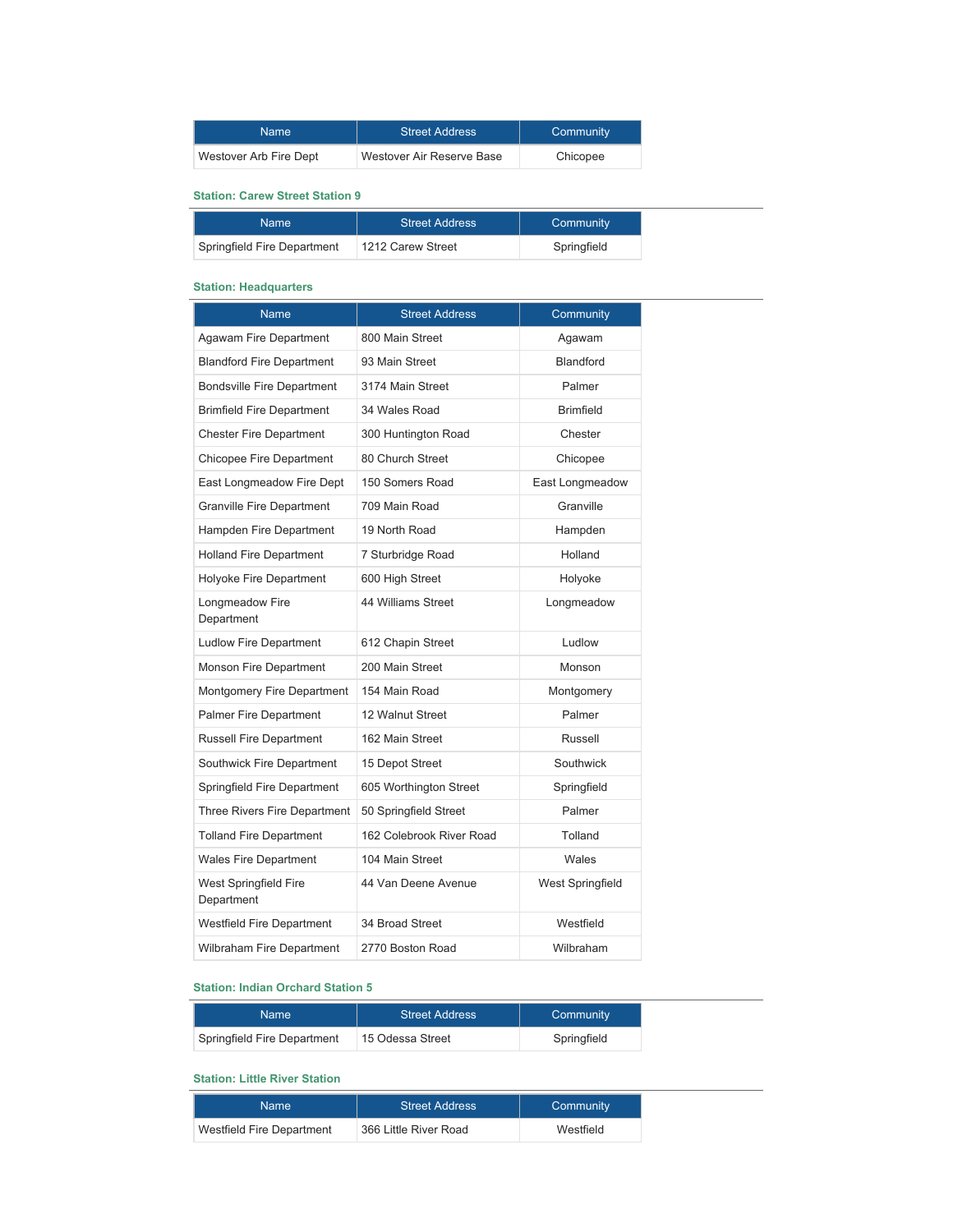| Name | Street Address | Community |
| --- | --- | --- |
| Westover Arb Fire Dept | Westover Air Reserve Base | Chicopee |

### Station: Carew Street Station 9

| Name | Street Address | Community |
| --- | --- | --- |
| Springfield Fire Department | 1212 Carew Street | Springfield |

### Station: Headquarters

| Name | Street Address | Community |
| --- | --- | --- |
| Agawam Fire Department | 800 Main Street | Agawam |
| Blandford Fire Department | 93 Main Street | Blandford |
| Bondsville Fire Department | 3174 Main Street | Palmer |
| Brimfield Fire Department | 34 Wales Road | Brimfield |
| Chester Fire Department | 300 Huntington Road | Chester |
| Chicopee Fire Department | 80 Church Street | Chicopee |
| East Longmeadow Fire Dept | 150 Somers Road | East Longmeadow |
| Granville Fire Department | 709 Main Road | Granville |
| Hampden Fire Department | 19 North Road | Hampden |
| Holland Fire Department | 7 Sturbridge Road | Holland |
| Holyoke Fire Department | 600 High Street | Holyoke |
| Longmeadow Fire Department | 44 Williams Street | Longmeadow |
| Ludlow Fire Department | 612 Chapin Street | Ludlow |
| Monson Fire Department | 200 Main Street | Monson |
| Montgomery Fire Department | 154 Main Road | Montgomery |
| Palmer Fire Department | 12 Walnut Street | Palmer |
| Russell Fire Department | 162 Main Street | Russell |
| Southwick Fire Department | 15 Depot Street | Southwick |
| Springfield Fire Department | 605 Worthington Street | Springfield |
| Three Rivers Fire Department | 50 Springfield Street | Palmer |
| Tolland Fire Department | 162 Colebrook River Road | Tolland |
| Wales Fire Department | 104 Main Street | Wales |
| West Springfield Fire Department | 44 Van Deene Avenue | West Springfield |
| Westfield Fire Department | 34 Broad Street | Westfield |
| Wilbraham Fire Department | 2770 Boston Road | Wilbraham |

### Station: Indian Orchard Station 5

| Name | Street Address | Community |
| --- | --- | --- |
| Springfield Fire Department | 15 Odessa Street | Springfield |

### Station: Little River Station

| Name | Street Address | Community |
| --- | --- | --- |
| Westfield Fire Department | 366 Little River Road | Westfield |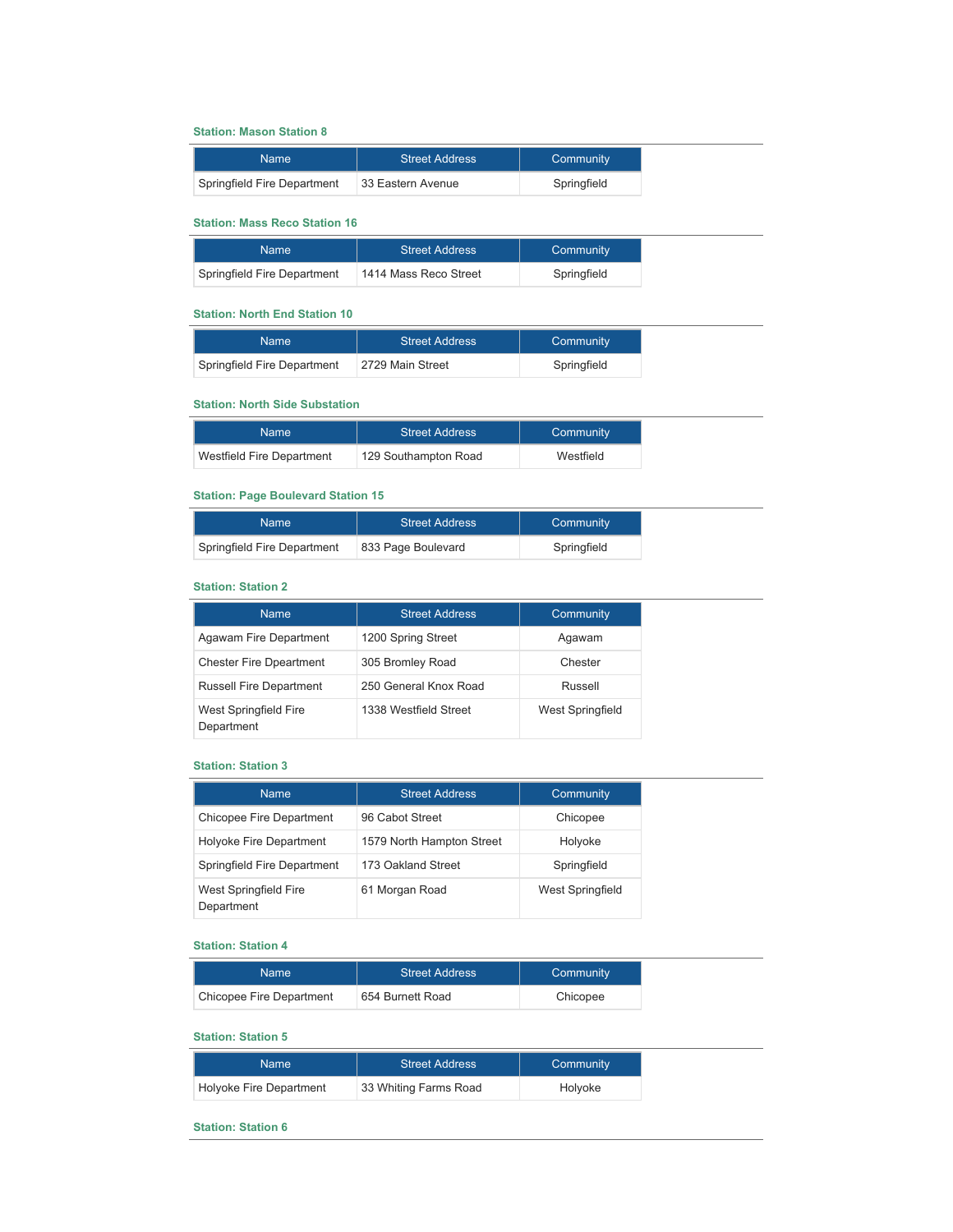#### Station: Mason Station 8

| Name | Street Address | Community |
|---|---|---|
| Springfield Fire Department | 33 Eastern Avenue | Springfield |

#### Station: Mass Reco Station 16

| Name | Street Address | Community |
|---|---|---|
| Springfield Fire Department | 1414 Mass Reco Street | Springfield |

#### Station: North End Station 10

| Name | Street Address | Community |
|---|---|---|
| Springfield Fire Department | 2729 Main Street | Springfield |

#### Station: North Side Substation

| Name | Street Address | Community |
|---|---|---|
| Westfield Fire Department | 129 Southampton Road | Westfield |

#### Station: Page Boulevard Station 15

| Name | Street Address | Community |
|---|---|---|
| Springfield Fire Department | 833 Page Boulevard | Springfield |

#### Station: Station 2

| Name | Street Address | Community |
|---|---|---|
| Agawam Fire Department | 1200 Spring Street | Agawam |
| Chester Fire Dpeartment | 305 Bromley Road | Chester |
| Russell Fire Department | 250 General Knox Road | Russell |
| West Springfield Fire Department | 1338 Westfield Street | West Springfield |

#### Station: Station 3

| Name | Street Address | Community |
|---|---|---|
| Chicopee Fire Department | 96 Cabot Street | Chicopee |
| Holyoke Fire Department | 1579 North Hampton Street | Holyoke |
| Springfield Fire Department | 173 Oakland Street | Springfield |
| West Springfield Fire Department | 61 Morgan Road | West Springfield |

#### Station: Station 4

| Name | Street Address | Community |
|---|---|---|
| Chicopee Fire Department | 654 Burnett Road | Chicopee |

#### Station: Station 5

| Name | Street Address | Community |
|---|---|---|
| Holyoke Fire Department | 33 Whiting Farms Road | Holyoke |

#### Station: Station 6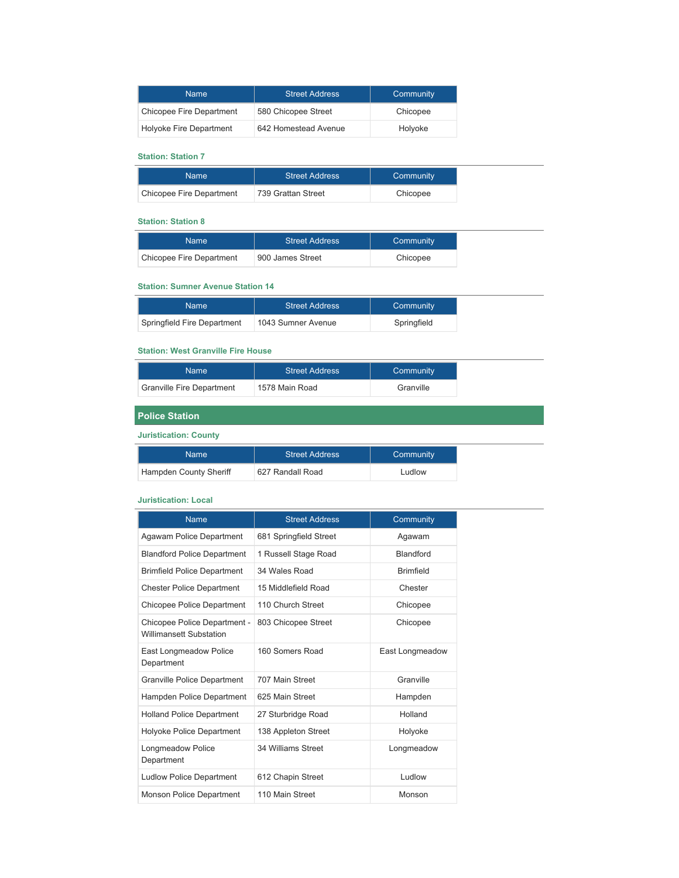| Name | Street Address | Community |
|---|---|---|
| Chicopee Fire Department | 580 Chicopee Street | Chicopee |
| Holyoke Fire Department | 642 Homestead Avenue | Holyoke |

### Station: Station 7

| Name | Street Address | Community |
|---|---|---|
| Chicopee Fire Department | 739 Grattan Street | Chicopee |

### Station: Station 8

| Name | Street Address | Community |
|---|---|---|
| Chicopee Fire Department | 900 James Street | Chicopee |

### Station: Sumner Avenue Station 14

| Name | Street Address | Community |
|---|---|---|
| Springfield Fire Department | 1043 Sumner Avenue | Springfield |

### Station: West Granville Fire House

| Name | Street Address | Community |
|---|---|---|
| Granville Fire Department | 1578 Main Road | Granville |

## Police Station

### Juristication: County

| Name | Street Address | Community |
|---|---|---|
| Hampden County Sheriff | 627 Randall Road | Ludlow |

### Juristication: Local

| Name | Street Address | Community |
|---|---|---|
| Agawam Police Department | 681 Springfield Street | Agawam |
| Blandford Police Department | 1 Russell Stage Road | Blandford |
| Brimfield Police Department | 34 Wales Road | Brimfield |
| Chester Police Department | 15 Middlefield Road | Chester |
| Chicopee Police Department | 110 Church Street | Chicopee |
| Chicopee Police Department - Willimansett Substation | 803 Chicopee Street | Chicopee |
| East Longmeadow Police Department | 160 Somers Road | East Longmeadow |
| Granville Police Department | 707 Main Street | Granville |
| Hampden Police Department | 625 Main Street | Hampden |
| Holland Police Department | 27 Sturbridge Road | Holland |
| Holyoke Police Department | 138 Appleton Street | Holyoke |
| Longmeadow Police Department | 34 Williams Street | Longmeadow |
| Ludlow Police Department | 612 Chapin Street | Ludlow |
| Monson Police Department | 110 Main Street | Monson |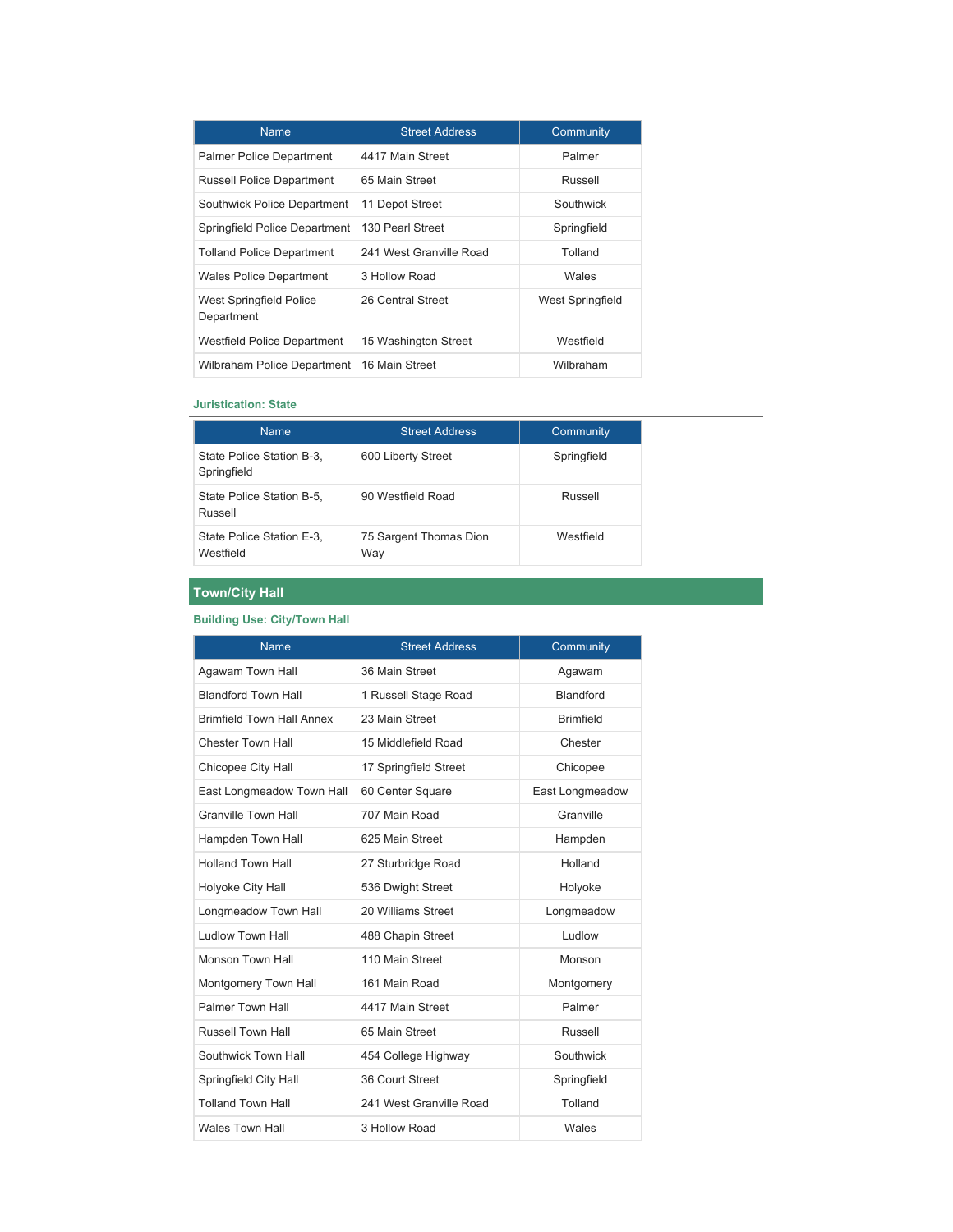| Name | Street Address | Community |
| --- | --- | --- |
| Palmer Police Department | 4417 Main Street | Palmer |
| Russell Police Department | 65 Main Street | Russell |
| Southwick Police Department | 11 Depot Street | Southwick |
| Springfield Police Department | 130 Pearl Street | Springfield |
| Tolland Police Department | 241 West Granville Road | Tolland |
| Wales Police Department | 3 Hollow Road | Wales |
| West Springfield Police Department | 26 Central Street | West Springfield |
| Westfield Police Department | 15 Washington Street | Westfield |
| Wilbraham Police Department | 16 Main Street | Wilbraham |

#### Juristication: State

| Name | Street Address | Community |
| --- | --- | --- |
| State Police Station B-3, Springfield | 600 Liberty Street | Springfield |
| State Police Station B-5, Russell | 90 Westfield Road | Russell |
| State Police Station E-3, Westfield | 75 Sargent Thomas Dion Way | Westfield |

## Town/City Hall

#### Building Use: City/Town Hall

| Name | Street Address | Community |
| --- | --- | --- |
| Agawam Town Hall | 36 Main Street | Agawam |
| Blandford Town Hall | 1 Russell Stage Road | Blandford |
| Brimfield Town Hall Annex | 23 Main Street | Brimfield |
| Chester Town Hall | 15 Middlefield Road | Chester |
| Chicopee City Hall | 17 Springfield Street | Chicopee |
| East Longmeadow Town Hall | 60 Center Square | East Longmeadow |
| Granville Town Hall | 707 Main Road | Granville |
| Hampden Town Hall | 625 Main Street | Hampden |
| Holland Town Hall | 27 Sturbridge Road | Holland |
| Holyoke City Hall | 536 Dwight Street | Holyoke |
| Longmeadow Town Hall | 20 Williams Street | Longmeadow |
| Ludlow Town Hall | 488 Chapin Street | Ludlow |
| Monson Town Hall | 110 Main Street | Monson |
| Montgomery Town Hall | 161 Main Road | Montgomery |
| Palmer Town Hall | 4417 Main Street | Palmer |
| Russell Town Hall | 65 Main Street | Russell |
| Southwick Town Hall | 454 College Highway | Southwick |
| Springfield City Hall | 36 Court Street | Springfield |
| Tolland Town Hall | 241 West Granville Road | Tolland |
| Wales Town Hall | 3 Hollow Road | Wales |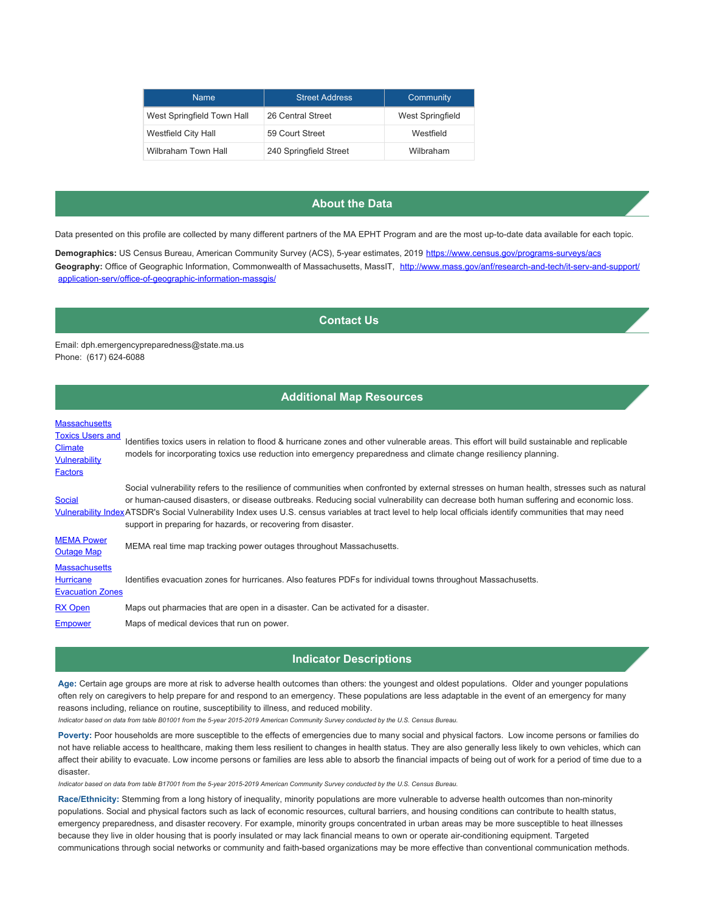| Name | Street Address | Community |
|---|---|---|
| West Springfield Town Hall | 26 Central Street | West Springfield |
| Westfield City Hall | 59 Court Street | Westfield |
| Wilbraham Town Hall | 240 Springfield Street | Wilbraham |

## About the Data

Data presented on this profile are collected by many different partners of the MA EPHT Program and are the most up-to-date data available for each topic.

**Demographics:** US Census Bureau, American Community Survey (ACS), 5-year estimates, 2019 https://www.census.gov/programs-surveys/acs
**Geography:** Office of Geographic Information, Commonwealth of Massachusetts, MassIT, http://www.mass.gov/anf/research-and-tech/it-serv-and-support/application-serv/office-of-geographic-information-massgis/

## Contact Us

Email: dph.emergencypreparedness@state.ma.us
Phone: (617) 624-6088

## Additional Map Resources

| | |
|---|---|
| Massachusetts Toxics Users and Climate Vulnerability Factors | Identifies toxics users in relation to flood & hurricane zones and other vulnerable areas. This effort will build sustainable and replicable models for incorporating toxics use reduction into emergency preparedness and climate change resiliency planning. |
| Social Vulnerability Index | Social vulnerability refers to the resilience of communities when confronted by external stresses on human health, stresses such as natural or human-caused disasters, or disease outbreaks. Reducing social vulnerability can decrease both human suffering and economic loss. ATSDR's Social Vulnerability Index uses U.S. census variables at tract level to help local officials identify communities that may need support in preparing for hazards, or recovering from disaster. |
| MEMA Power Outage Map | MEMA real time map tracking power outages throughout Massachusetts. |
| Massachusetts Hurricane Evacuation Zones | Identifies evacuation zones for hurricanes. Also features PDFs for individual towns throughout Massachusetts. |
| RX Open | Maps out pharmacies that are open in a disaster. Can be activated for a disaster. |
| Empower | Maps of medical devices that run on power. |

## Indicator Descriptions

**Age:** Certain age groups are more at risk to adverse health outcomes than others: the youngest and oldest populations. Older and younger populations often rely on caregivers to help prepare for and respond to an emergency. These populations are less adaptable in the event of an emergency for many reasons including, reliance on routine, susceptibility to illness, and reduced mobility.

*Indicator based on data from table B01001 from the 5-year 2015-2019 American Community Survey conducted by the U.S. Census Bureau.*

**Poverty:** Poor households are more susceptible to the effects of emergencies due to many social and physical factors. Low income persons or families do not have reliable access to healthcare, making them less resilient to changes in health status. They are also generally less likely to own vehicles, which can affect their ability to evacuate. Low income persons or families are less able to absorb the financial impacts of being out of work for a period of time due to a disaster.

*Indicator based on data from table B17001 from the 5-year 2015-2019 American Community Survey conducted by the U.S. Census Bureau.*

**Race/Ethnicity:** Stemming from a long history of inequality, minority populations are more vulnerable to adverse health outcomes than non-minority populations. Social and physical factors such as lack of economic resources, cultural barriers, and housing conditions can contribute to health status, emergency preparedness, and disaster recovery. For example, minority groups concentrated in urban areas may be more susceptible to heat illnesses because they live in older housing that is poorly insulated or may lack financial means to own or operate air-conditioning equipment. Targeted communications through social networks or community and faith-based organizations may be more effective than conventional communication methods.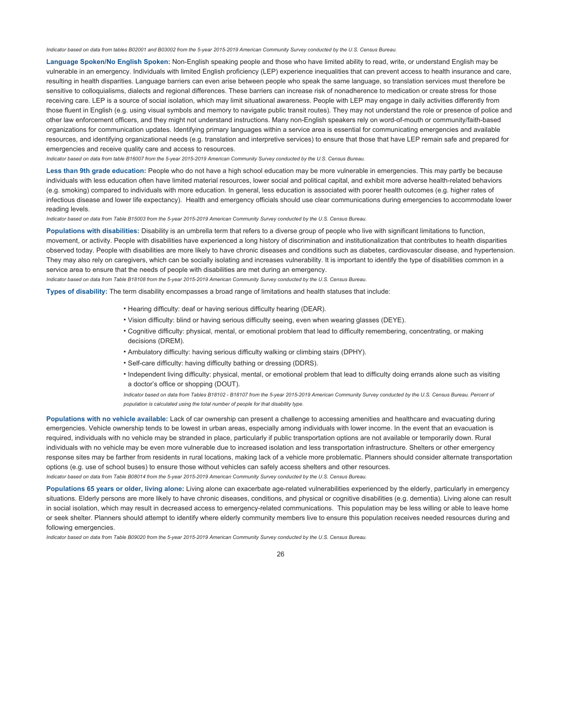*Indicator based on data from tables B02001 and B03002 from the 5-year 2015-2019 American Community Survey conducted by the U.S. Census Bureau.*

**Language Spoken/No English Spoken:** Non-English speaking people and those who have limited ability to read, write, or understand English may be vulnerable in an emergency. Individuals with limited English proficiency (LEP) experience inequalities that can prevent access to health insurance and care, resulting in health disparities. Language barriers can even arise between people who speak the same language, so translation services must therefore be sensitive to colloquialisms, dialects and regional differences. These barriers can increase risk of nonadherence to medication or create stress for those receiving care. LEP is a source of social isolation, which may limit situational awareness. People with LEP may engage in daily activities differently from those fluent in English (e.g. using visual symbols and memory to navigate public transit routes). They may not understand the role or presence of police and other law enforcement officers, and they might not understand instructions. Many non-English speakers rely on word-of-mouth or community/faith-based organizations for communication updates. Identifying primary languages within a service area is essential for communicating emergencies and available resources, and identifying organizational needs (e.g. translation and interpretive services) to ensure that those that have LEP remain safe and prepared for emergencies and receive quality care and access to resources.

*Indicator based on data from table B16007 from the 5-year 2015-2019 American Community Survey conducted by the U.S. Census Bureau.*

**Less than 9th grade education:** People who do not have a high school education may be more vulnerable in emergencies. This may partly be because individuals with less education often have limited material resources, lower social and political capital, and exhibit more adverse health-related behaviors (e.g. smoking) compared to individuals with more education. In general, less education is associated with poorer health outcomes (e.g. higher rates of infectious disease and lower life expectancy). Health and emergency officials should use clear communications during emergencies to accommodate lower reading levels.

*Indicator based on data from Table B15003 from the 5-year 2015-2019 American Community Survey conducted by the U.S. Census Bureau.*

**Populations with disabilities:** Disability is an umbrella term that refers to a diverse group of people who live with significant limitations to function, movement, or activity. People with disabilities have experienced a long history of discrimination and institutionalization that contributes to health disparities observed today. People with disabilities are more likely to have chronic diseases and conditions such as diabetes, cardiovascular disease, and hypertension. They may also rely on caregivers, which can be socially isolating and increases vulnerability. It is important to identify the type of disabilities common in a service area to ensure that the needs of people with disabilities are met during an emergency.

*Indicator based on data from Table B18108 from the 5-year 2015-2019 American Community Survey conducted by the U.S. Census Bureau.*

**Types of disability:** The term disability encompasses a broad range of limitations and health statuses that include:

- Hearing difficulty: deaf or having serious difficulty hearing (DEAR).
- Vision difficulty: blind or having serious difficulty seeing, even when wearing glasses (DEYE).
- Cognitive difficulty: physical, mental, or emotional problem that lead to difficulty remembering, concentrating, or making decisions (DREM).
- Ambulatory difficulty: having serious difficulty walking or climbing stairs (DPHY).
- Self-care difficulty: having difficulty bathing or dressing (DDRS).
- Independent living difficulty: physical, mental, or emotional problem that lead to difficulty doing errands alone such as visiting a doctor's office or shopping (DOUT).

*Indicator based on data from Tables B18102 - B18107 from the 5-year 2015-2019 American Community Survey conducted by the U.S. Census Bureau. Percent of population is calculated using the total number of people for that disability type.*

**Populations with no vehicle available:** Lack of car ownership can present a challenge to accessing amenities and healthcare and evacuating during emergencies. Vehicle ownership tends to be lowest in urban areas, especially among individuals with lower income. In the event that an evacuation is required, individuals with no vehicle may be stranded in place, particularly if public transportation options are not available or temporarily down. Rural individuals with no vehicle may be even more vulnerable due to increased isolation and less transportation infrastructure. Shelters or other emergency response sites may be farther from residents in rural locations, making lack of a vehicle more problematic. Planners should consider alternate transportation options (e.g. use of school buses) to ensure those without vehicles can safely access shelters and other resources.

*Indicator based on data from Table B08014 from the 5-year 2015-2019 American Community Survey conducted by the U.S. Census Bureau.*

**Populations 65 years or older, living alone:** Living alone can exacerbate age-related vulnerabilities experienced by the elderly, particularly in emergency situations. Elderly persons are more likely to have chronic diseases, conditions, and physical or cognitive disabilities (e.g. dementia). Living alone can result in social isolation, which may result in decreased access to emergency-related communications. This population may be less willing or able to leave home or seek shelter. Planners should attempt to identify where elderly community members live to ensure this population receives needed resources during and following emergencies.

*Indicator based on data from Table B09020 from the 5-year 2015-2019 American Community Survey conducted by the U.S. Census Bureau.*